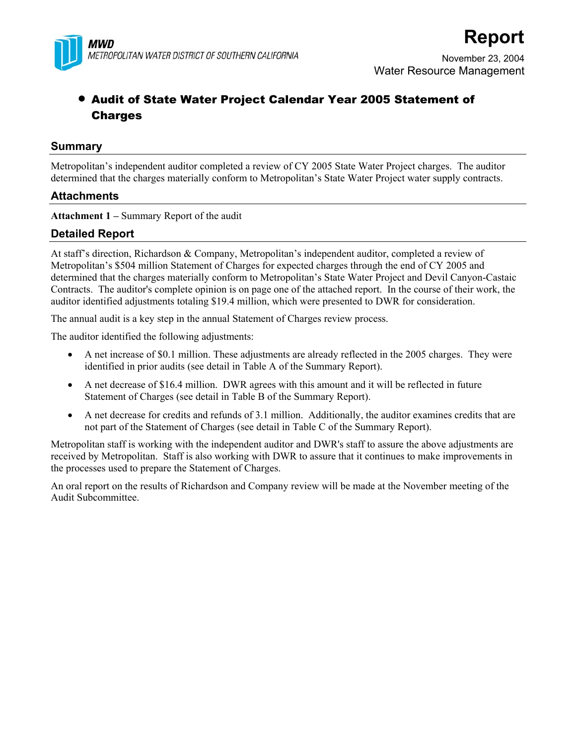**MWD**
*METROPOLITAN WATER DISTRICT OF SOUTHERN CALIFORNIA*

# Report

November 23, 2004
Water Resource Management

- **Audit of State Water Project Calendar Year 2005 Statement of Charges**

## Summary

Metropolitan's independent auditor completed a review of CY 2005 State Water Project charges. The auditor determined that the charges materially conform to Metropolitan's State Water Project water supply contracts.

## Attachments

**Attachment 1 –** Summary Report of the audit

## Detailed Report

At staff's direction, Richardson & Company, Metropolitan's independent auditor, completed a review of Metropolitan's $504 million Statement of Charges for expected charges through the end of CY 2005 and determined that the charges materially conform to Metropolitan's State Water Project and Devil Canyon-Castaic Contracts. The auditor's complete opinion is on page one of the attached report. In the course of their work, the auditor identified adjustments totaling $19.4 million, which were presented to DWR for consideration.

The annual audit is a key step in the annual Statement of Charges review process.

The auditor identified the following adjustments:

- A net increase of $0.1 million. These adjustments are already reflected in the 2005 charges. They were identified in prior audits (see detail in Table A of the Summary Report).
- A net decrease of $16.4 million. DWR agrees with this amount and it will be reflected in future Statement of Charges (see detail in Table B of the Summary Report).
- A net decrease for credits and refunds of 3.1 million. Additionally, the auditor examines credits that are not part of the Statement of Charges (see detail in Table C of the Summary Report).

Metropolitan staff is working with the independent auditor and DWR's staff to assure the above adjustments are received by Metropolitan. Staff is also working with DWR to assure that it continues to make improvements in the processes used to prepare the Statement of Charges.

An oral report on the results of Richardson and Company review will be made at the November meeting of the Audit Subcommittee.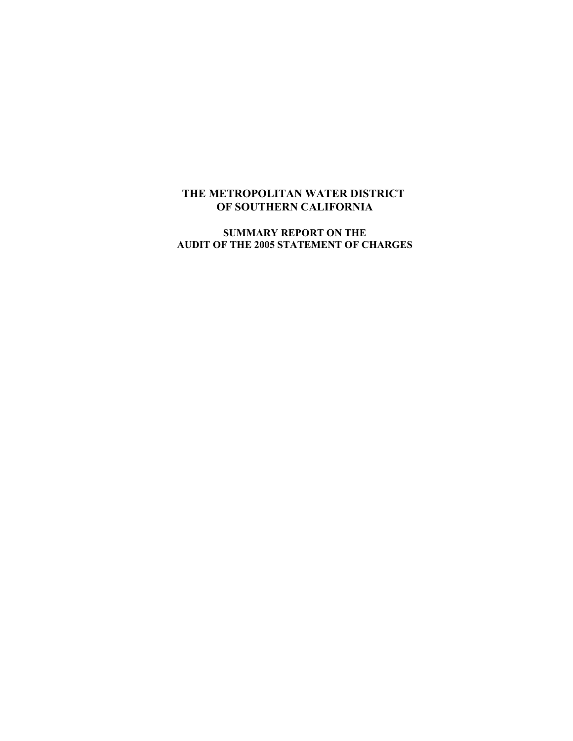# THE METROPOLITAN WATER DISTRICT OF SOUTHERN CALIFORNIA

## SUMMARY REPORT ON THE AUDIT OF THE 2005 STATEMENT OF CHARGES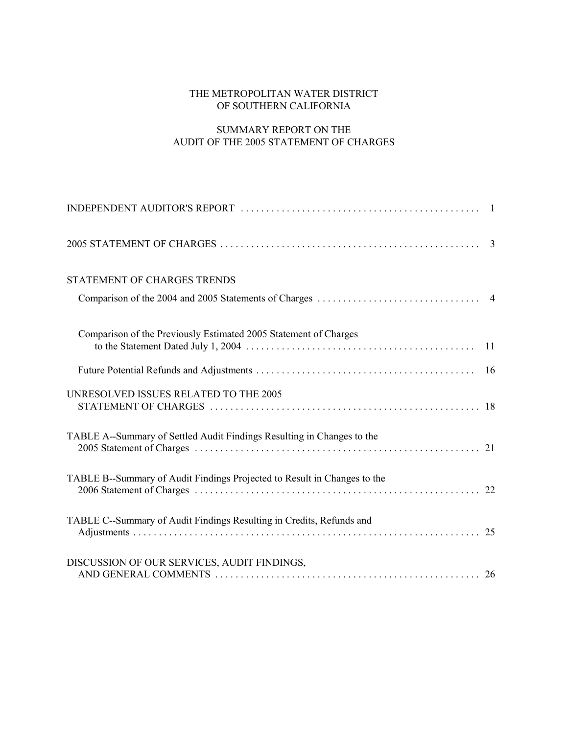# THE METROPOLITAN WATER DISTRICT OF SOUTHERN CALIFORNIA

## SUMMARY REPORT ON THE AUDIT OF THE 2005 STATEMENT OF CHARGES

| | |
|---|---|
| INDEPENDENT AUDITOR'S REPORT | 1 |
| 2005 STATEMENT OF CHARGES | 3 |
| STATEMENT OF CHARGES TRENDS | |
| Comparison of the 2004 and 2005 Statements of Charges | 4 |
| Comparison of the Previously Estimated 2005 Statement of Charges to the Statement Dated July 1, 2004 | 11 |
| Future Potential Refunds and Adjustments | 16 |
| UNRESOLVED ISSUES RELATED TO THE 2005 STATEMENT OF CHARGES | 18 |
| TABLE A--Summary of Settled Audit Findings Resulting in Changes to the 2005 Statement of Charges | 21 |
| TABLE B--Summary of Audit Findings Projected to Result in Changes to the 2006 Statement of Charges | 22 |
| TABLE C--Summary of Audit Findings Resulting in Credits, Refunds and Adjustments | 25 |
| DISCUSSION OF OUR SERVICES, AUDIT FINDINGS, AND GENERAL COMMENTS | 26 |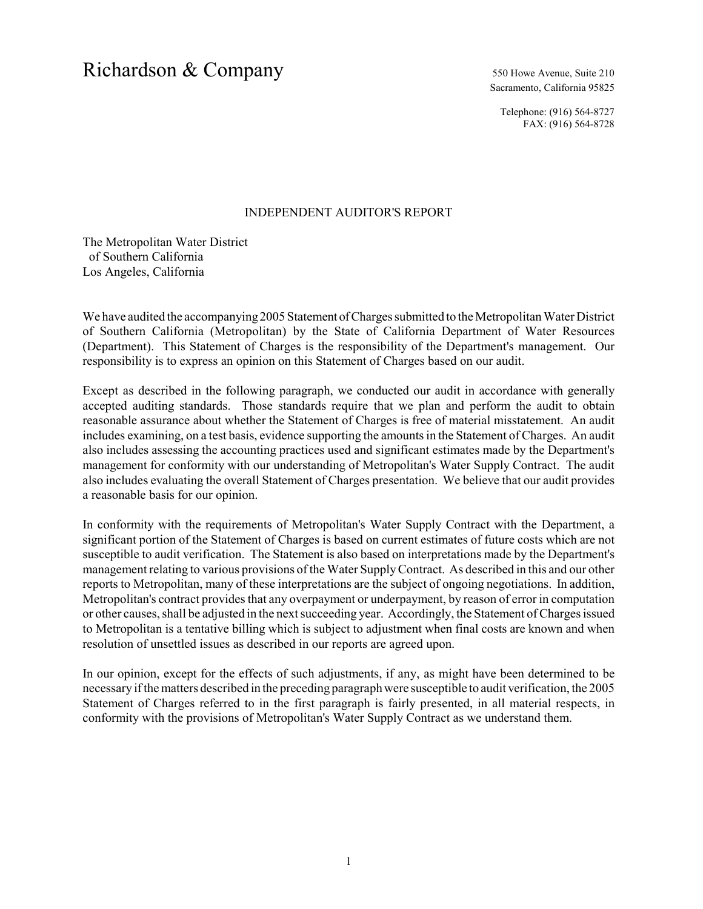Richardson & Company

550 Howe Avenue, Suite 210
Sacramento, California 95825

Telephone: (916) 564-8727
FAX: (916) 564-8728

## INDEPENDENT AUDITOR'S REPORT

The Metropolitan Water District
of Southern California
Los Angeles, California

We have audited the accompanying 2005 Statement of Charges submitted to the Metropolitan Water District of Southern California (Metropolitan) by the State of California Department of Water Resources (Department). This Statement of Charges is the responsibility of the Department's management. Our responsibility is to express an opinion on this Statement of Charges based on our audit.

Except as described in the following paragraph, we conducted our audit in accordance with generally accepted auditing standards. Those standards require that we plan and perform the audit to obtain reasonable assurance about whether the Statement of Charges is free of material misstatement. An audit includes examining, on a test basis, evidence supporting the amounts in the Statement of Charges. An audit also includes assessing the accounting practices used and significant estimates made by the Department's management for conformity with our understanding of Metropolitan's Water Supply Contract. The audit also includes evaluating the overall Statement of Charges presentation. We believe that our audit provides a reasonable basis for our opinion.

In conformity with the requirements of Metropolitan's Water Supply Contract with the Department, a significant portion of the Statement of Charges is based on current estimates of future costs which are not susceptible to audit verification. The Statement is also based on interpretations made by the Department's management relating to various provisions of the Water Supply Contract. As described in this and our other reports to Metropolitan, many of these interpretations are the subject of ongoing negotiations. In addition, Metropolitan's contract provides that any overpayment or underpayment, by reason of error in computation or other causes, shall be adjusted in the next succeeding year. Accordingly, the Statement of Charges issued to Metropolitan is a tentative billing which is subject to adjustment when final costs are known and when resolution of unsettled issues as described in our reports are agreed upon.

In our opinion, except for the effects of such adjustments, if any, as might have been determined to be necessary if the matters described in the preceding paragraph were susceptible to audit verification, the 2005 Statement of Charges referred to in the first paragraph is fairly presented, in all material respects, in conformity with the provisions of Metropolitan's Water Supply Contract as we understand them.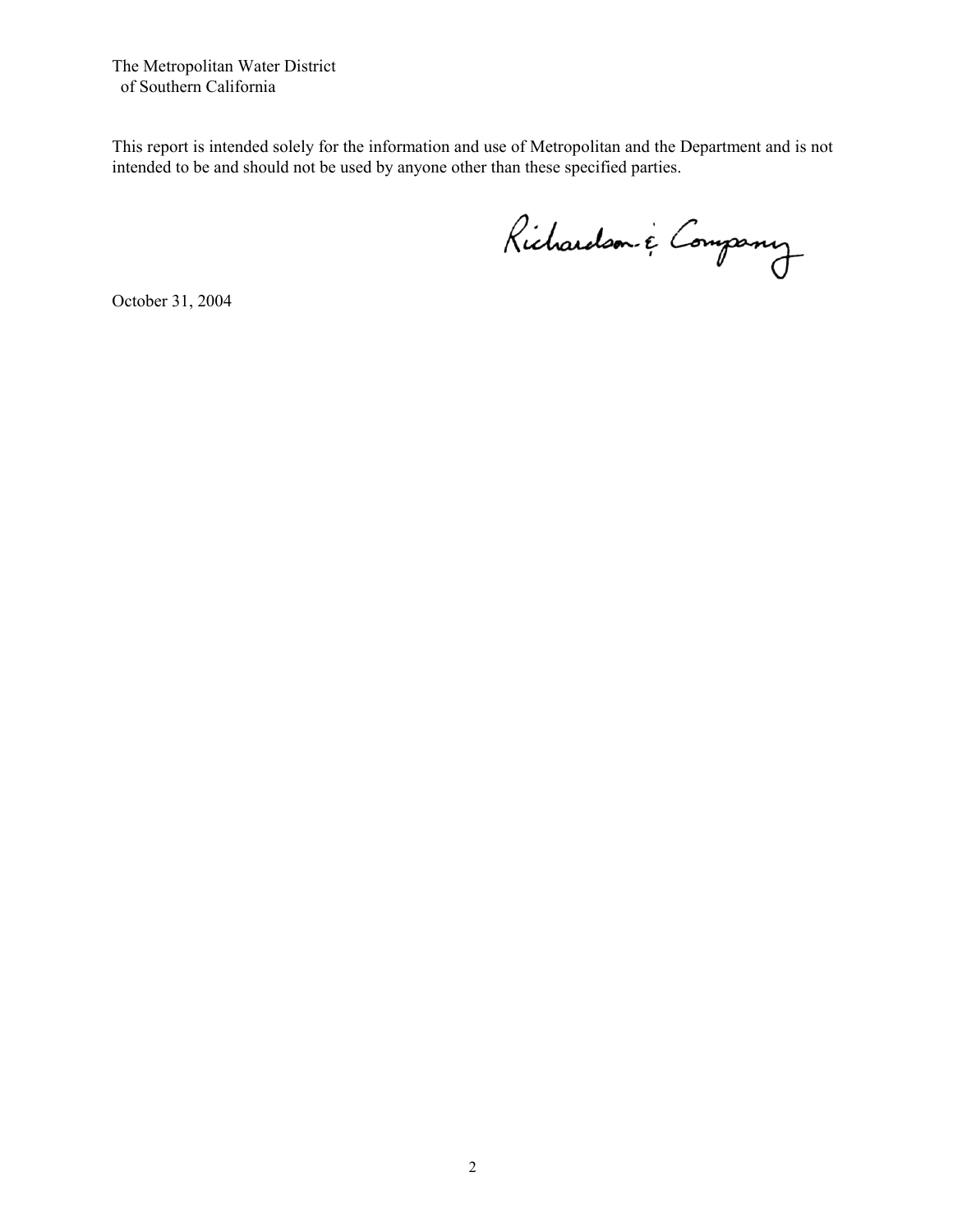The Metropolitan Water District
of Southern California

This report is intended solely for the information and use of Metropolitan and the Department and is not intended to be and should not be used by anyone other than these specified parties.

Richardson & Company

October 31, 2004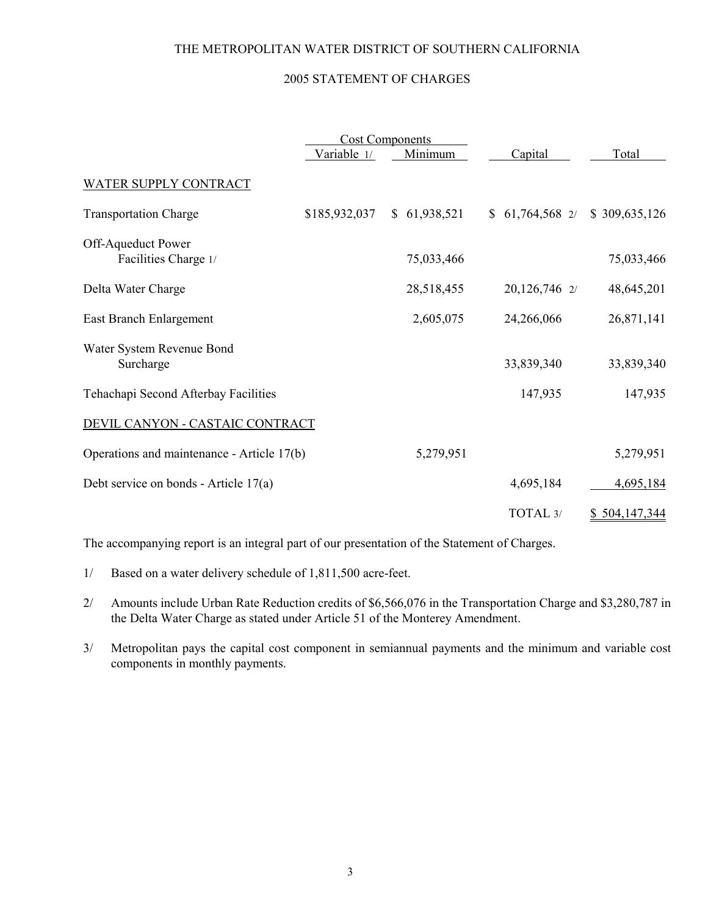THE METROPOLITAN WATER DISTRICT OF SOUTHERN CALIFORNIA

2005 STATEMENT OF CHARGES

| | Cost Components | | | |
|---|---|---|---|---|
| | Variable 1/ | Minimum | Capital | Total |
| WATER SUPPLY CONTRACT | | | | |
| Transportation Charge | $185,932,037 | $ 61,938,521 | $ 61,764,568 2/ | $ 309,635,126 |
| Off-Aqueduct Power Facilities Charge 1/ | | 75,033,466 | | 75,033,466 |
| Delta Water Charge | | 28,518,455 | 20,126,746 2/ | 48,645,201 |
| East Branch Enlargement | | 2,605,075 | 24,266,066 | 26,871,141 |
| Water System Revenue Bond Surcharge | | | 33,839,340 | 33,839,340 |
| Tehachapi Second Afterbay Facilities | | | 147,935 | 147,935 |
| DEVIL CANYON - CASTAIC CONTRACT | | | | |
| Operations and maintenance - Article 17(b) | | 5,279,951 | | 5,279,951 |
| Debt service on bonds - Article 17(a) | | | 4,695,184 | 4,695,184 |
| | | | TOTAL 3/ | $ 504,147,344 |

The accompanying report is an integral part of our presentation of the Statement of Charges.

1/ Based on a water delivery schedule of 1,811,500 acre-feet.

2/ Amounts include Urban Rate Reduction credits of $6,566,076 in the Transportation Charge and $3,280,787 in the Delta Water Charge as stated under Article 51 of the Monterey Amendment.

3/ Metropolitan pays the capital cost component in semiannual payments and the minimum and variable cost components in monthly payments.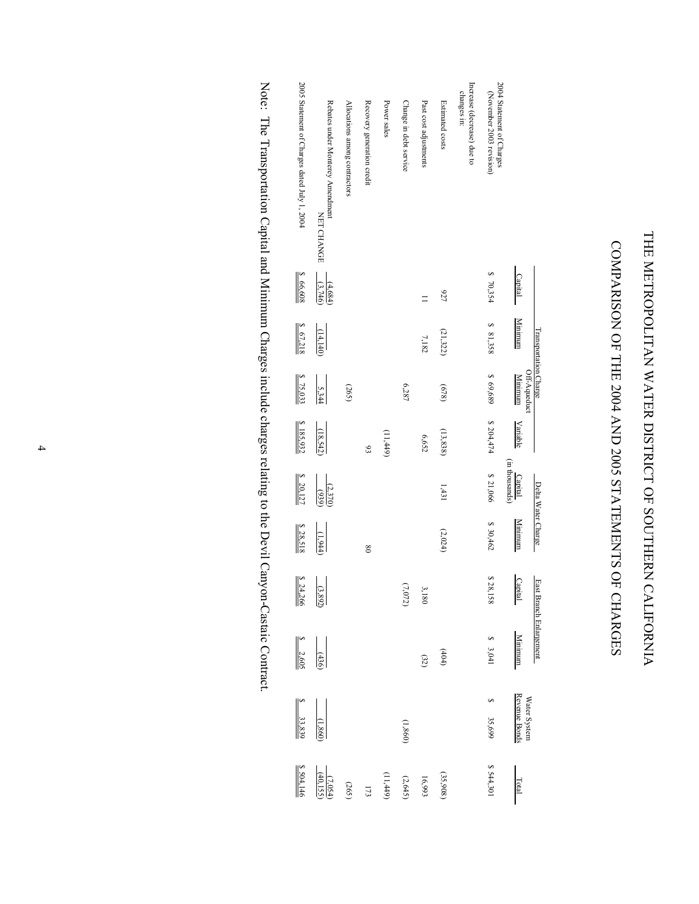# THE METROPOLITAN WATER DISTRICT OF SOUTHERN CALIFORNIA

## COMPARISON OF THE 2004 AND 2005 STATEMENTS OF CHARGES

(in thousands)

| | Transportation Charge | | | | Delta Water Charge | | East Branch Enlargement | | Water System Revenue Bonds | Total |
|---|---|---|---|---|---|---|---|---|---|---|
| | Capital | Minimum | Off-Aqueduct Minimum | Variable | Capital | Minimum | Capital | Minimum | | |
| 2004 Statement of Charges (November 2003 revision) | $ 70,354 | $ 81,358 | $ 69,689 | $ 204,474 | $ 21,066 | $ 30,462 | $ 28,158 | $ 3,041 | $ 35,699 | $ 544,301 |
| Increase (decrease) due to changes in: | | | | | | | | | | |
| Estimated costs | 927 | (21,322) | (678) | (13,838) | 1,431 | (2,024) | | (404) | | (35,908) |
| Past cost adjustments | 11 | 7,182 | | 6,652 | | | 3,180 | (32) | | 16,993 |
| Change in debt service | | | 6,287 | | | | (7,072) | | (1,860) | (2,645) |
| Power sales | | | | (11,449) | | | | | | (11,449) |
| Recovery generation credit | | | | 93 | | 80 | | | | 173 |
| Allocations among contractors | | | (265) | | | | | | | (265) |
| Rebates under Monterey Amendment | (4,684) | | | | (2,370) | | | | | (7,054) |
| NET CHANGE | (3,746) | (14,140) | 5,344 | (18,542) | (939) | (1,944) | (3,892) | (436) | (1,860) | (40,155) |
| 2005 Statement of Charges dated July 1, 2004 | $ 66,608 | $ 67,218 | $ 75,033 | $ 185,932 | $ 20,127 | $ 28,518 | $ 24,266 | $ 2,605 | $ 33,839 | $ 504,146 |

Note: The Transportation Capital and Minimum Charges include charges relating to the Devil Canyon-Castaic Contract.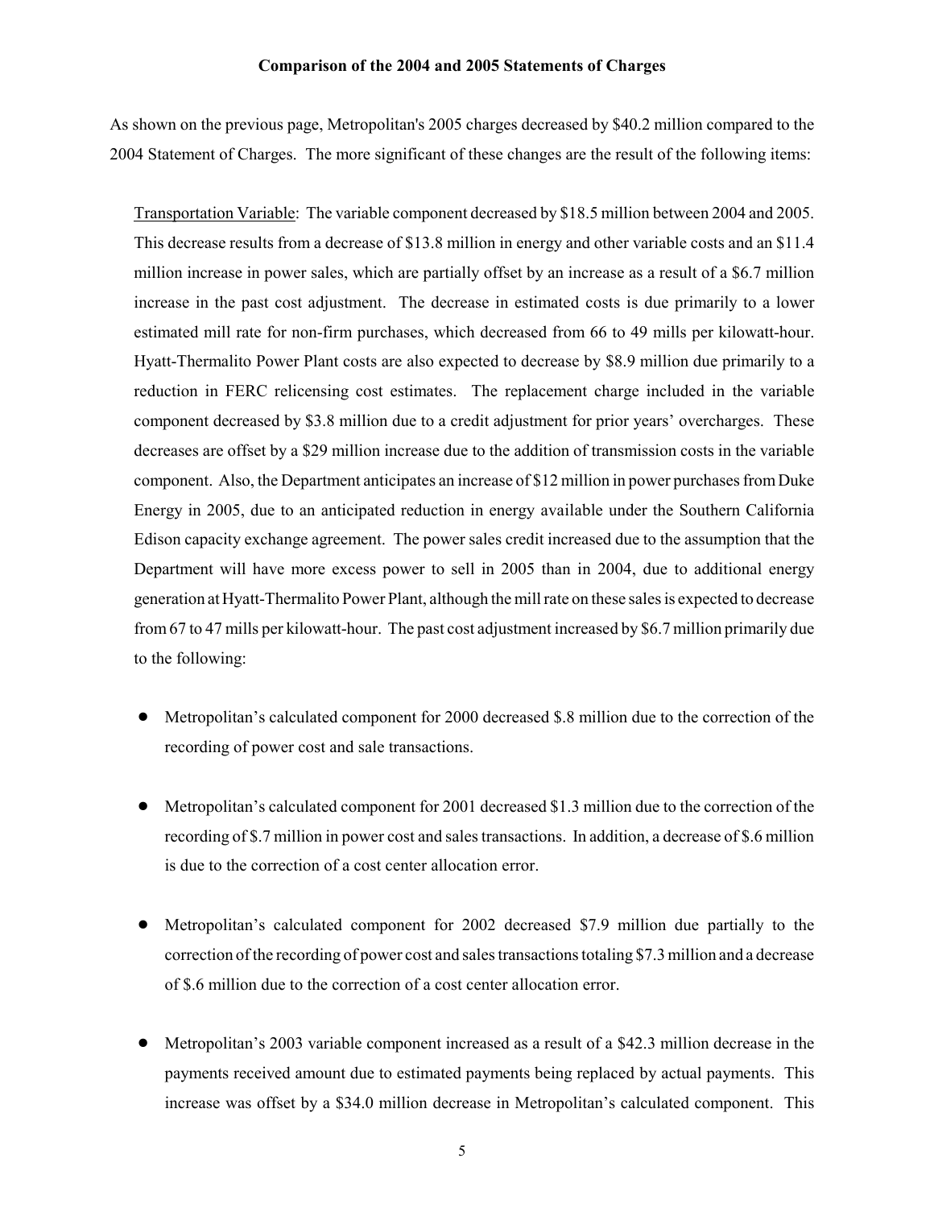**Comparison of the 2004 and 2005 Statements of Charges**

As shown on the previous page, Metropolitan's 2005 charges decreased by $40.2 million compared to the 2004 Statement of Charges. The more significant of these changes are the result of the following items:

Transportation Variable: The variable component decreased by $18.5 million between 2004 and 2005. This decrease results from a decrease of $13.8 million in energy and other variable costs and an $11.4 million increase in power sales, which are partially offset by an increase as a result of a $6.7 million increase in the past cost adjustment. The decrease in estimated costs is due primarily to a lower estimated mill rate for non-firm purchases, which decreased from 66 to 49 mills per kilowatt-hour. Hyatt-Thermalito Power Plant costs are also expected to decrease by $8.9 million due primarily to a reduction in FERC relicensing cost estimates. The replacement charge included in the variable component decreased by $3.8 million due to a credit adjustment for prior years' overcharges. These decreases are offset by a $29 million increase due to the addition of transmission costs in the variable component. Also, the Department anticipates an increase of $12 million in power purchases from Duke Energy in 2005, due to an anticipated reduction in energy available under the Southern California Edison capacity exchange agreement. The power sales credit increased due to the assumption that the Department will have more excess power to sell in 2005 than in 2004, due to additional energy generation at Hyatt-Thermalito Power Plant, although the mill rate on these sales is expected to decrease from 67 to 47 mills per kilowatt-hour. The past cost adjustment increased by $6.7 million primarily due to the following:

- Metropolitan's calculated component for 2000 decreased $.8 million due to the correction of the recording of power cost and sale transactions.
- Metropolitan's calculated component for 2001 decreased $1.3 million due to the correction of the recording of $.7 million in power cost and sales transactions. In addition, a decrease of $.6 million is due to the correction of a cost center allocation error.
- Metropolitan's calculated component for 2002 decreased $7.9 million due partially to the correction of the recording of power cost and sales transactions totaling $7.3 million and a decrease of $.6 million due to the correction of a cost center allocation error.
- Metropolitan's 2003 variable component increased as a result of a $42.3 million decrease in the payments received amount due to estimated payments being replaced by actual payments. This increase was offset by a $34.0 million decrease in Metropolitan's calculated component. This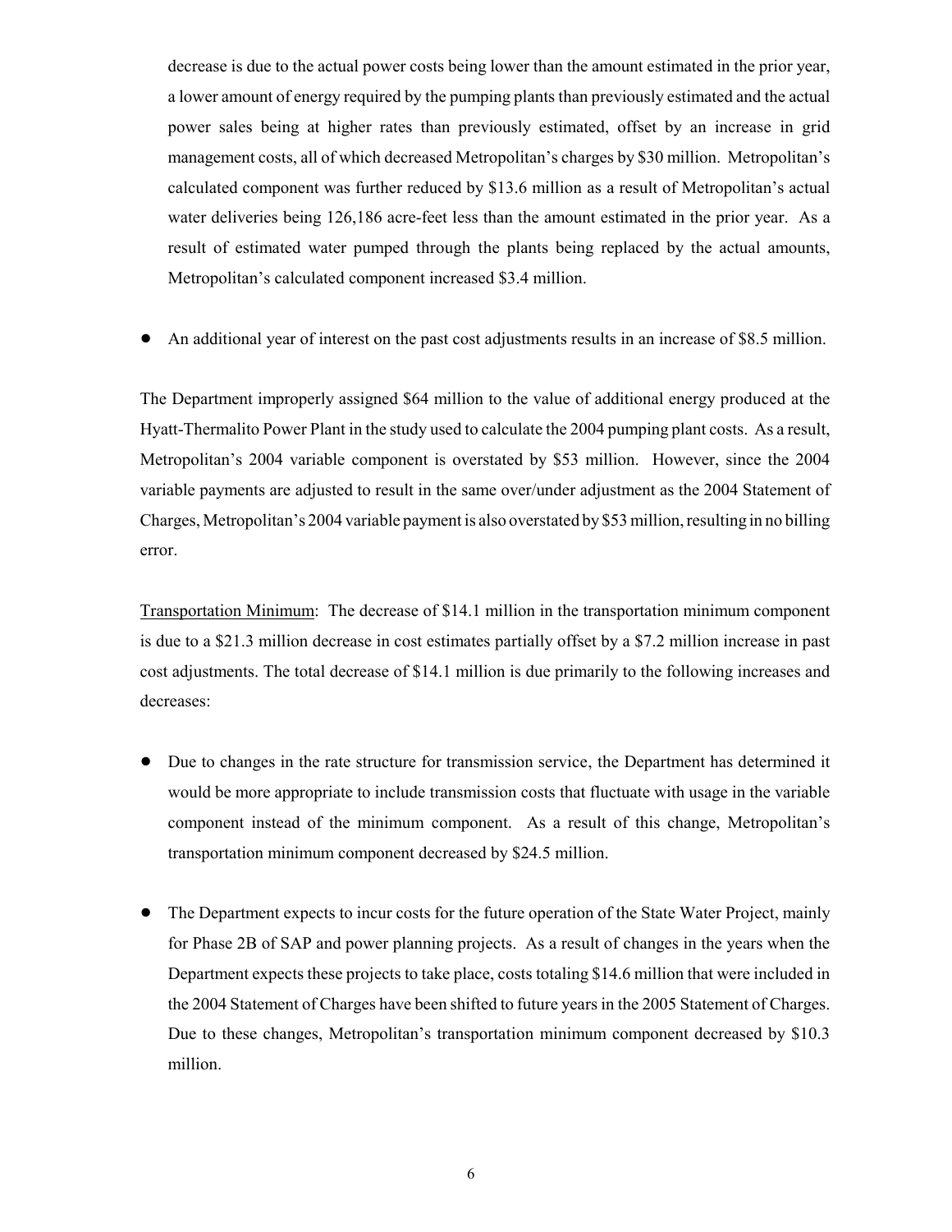decrease is due to the actual power costs being lower than the amount estimated in the prior year, a lower amount of energy required by the pumping plants than previously estimated and the actual power sales being at higher rates than previously estimated, offset by an increase in grid management costs, all of which decreased Metropolitan's charges by $30 million. Metropolitan's calculated component was further reduced by $13.6 million as a result of Metropolitan's actual water deliveries being 126,186 acre-feet less than the amount estimated in the prior year. As a result of estimated water pumped through the plants being replaced by the actual amounts, Metropolitan's calculated component increased $3.4 million.

- An additional year of interest on the past cost adjustments results in an increase of $8.5 million.

The Department improperly assigned $64 million to the value of additional energy produced at the Hyatt-Thermalito Power Plant in the study used to calculate the 2004 pumping plant costs. As a result, Metropolitan's 2004 variable component is overstated by $53 million. However, since the 2004 variable payments are adjusted to result in the same over/under adjustment as the 2004 Statement of Charges, Metropolitan's 2004 variable payment is also overstated by $53 million, resulting in no billing error.

<u>Transportation Minimum</u>: The decrease of $14.1 million in the transportation minimum component is due to a $21.3 million decrease in cost estimates partially offset by a $7.2 million increase in past cost adjustments. The total decrease of $14.1 million is due primarily to the following increases and decreases:

- Due to changes in the rate structure for transmission service, the Department has determined it would be more appropriate to include transmission costs that fluctuate with usage in the variable component instead of the minimum component. As a result of this change, Metropolitan's transportation minimum component decreased by $24.5 million.

- The Department expects to incur costs for the future operation of the State Water Project, mainly for Phase 2B of SAP and power planning projects. As a result of changes in the years when the Department expects these projects to take place, costs totaling $14.6 million that were included in the 2004 Statement of Charges have been shifted to future years in the 2005 Statement of Charges. Due to these changes, Metropolitan's transportation minimum component decreased by $10.3 million.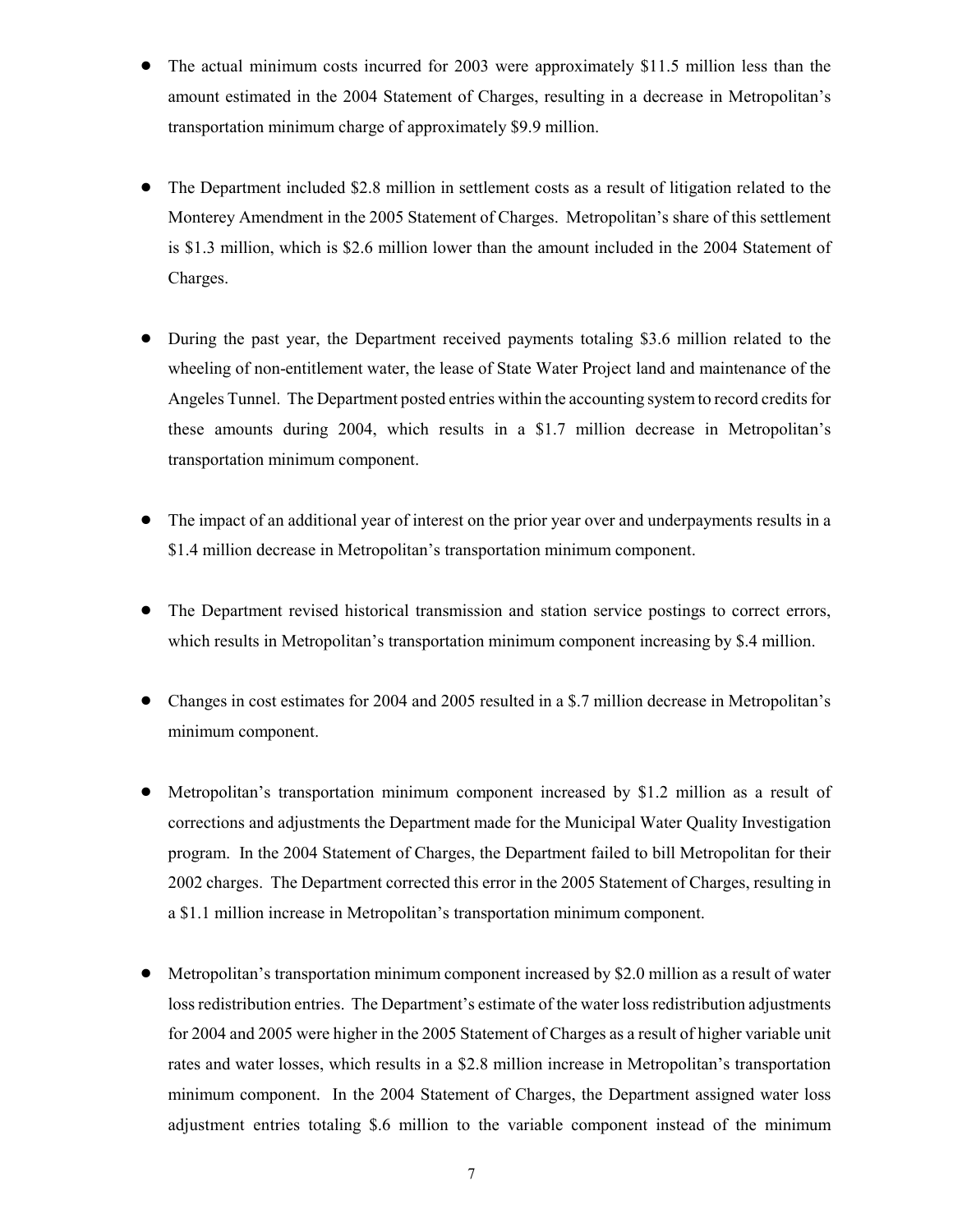- The actual minimum costs incurred for 2003 were approximately $11.5 million less than the amount estimated in the 2004 Statement of Charges, resulting in a decrease in Metropolitan's transportation minimum charge of approximately $9.9 million.

- The Department included $2.8 million in settlement costs as a result of litigation related to the Monterey Amendment in the 2005 Statement of Charges. Metropolitan's share of this settlement is $1.3 million, which is $2.6 million lower than the amount included in the 2004 Statement of Charges.

- During the past year, the Department received payments totaling $3.6 million related to the wheeling of non-entitlement water, the lease of State Water Project land and maintenance of the Angeles Tunnel. The Department posted entries within the accounting system to record credits for these amounts during 2004, which results in a $1.7 million decrease in Metropolitan's transportation minimum component.

- The impact of an additional year of interest on the prior year over and underpayments results in a $1.4 million decrease in Metropolitan's transportation minimum component.

- The Department revised historical transmission and station service postings to correct errors, which results in Metropolitan's transportation minimum component increasing by $.4 million.

- Changes in cost estimates for 2004 and 2005 resulted in a $.7 million decrease in Metropolitan's minimum component.

- Metropolitan's transportation minimum component increased by $1.2 million as a result of corrections and adjustments the Department made for the Municipal Water Quality Investigation program. In the 2004 Statement of Charges, the Department failed to bill Metropolitan for their 2002 charges. The Department corrected this error in the 2005 Statement of Charges, resulting in a $1.1 million increase in Metropolitan's transportation minimum component.

- Metropolitan's transportation minimum component increased by $2.0 million as a result of water loss redistribution entries. The Department's estimate of the water loss redistribution adjustments for 2004 and 2005 were higher in the 2005 Statement of Charges as a result of higher variable unit rates and water losses, which results in a $2.8 million increase in Metropolitan's transportation minimum component. In the 2004 Statement of Charges, the Department assigned water loss adjustment entries totaling $.6 million to the variable component instead of the minimum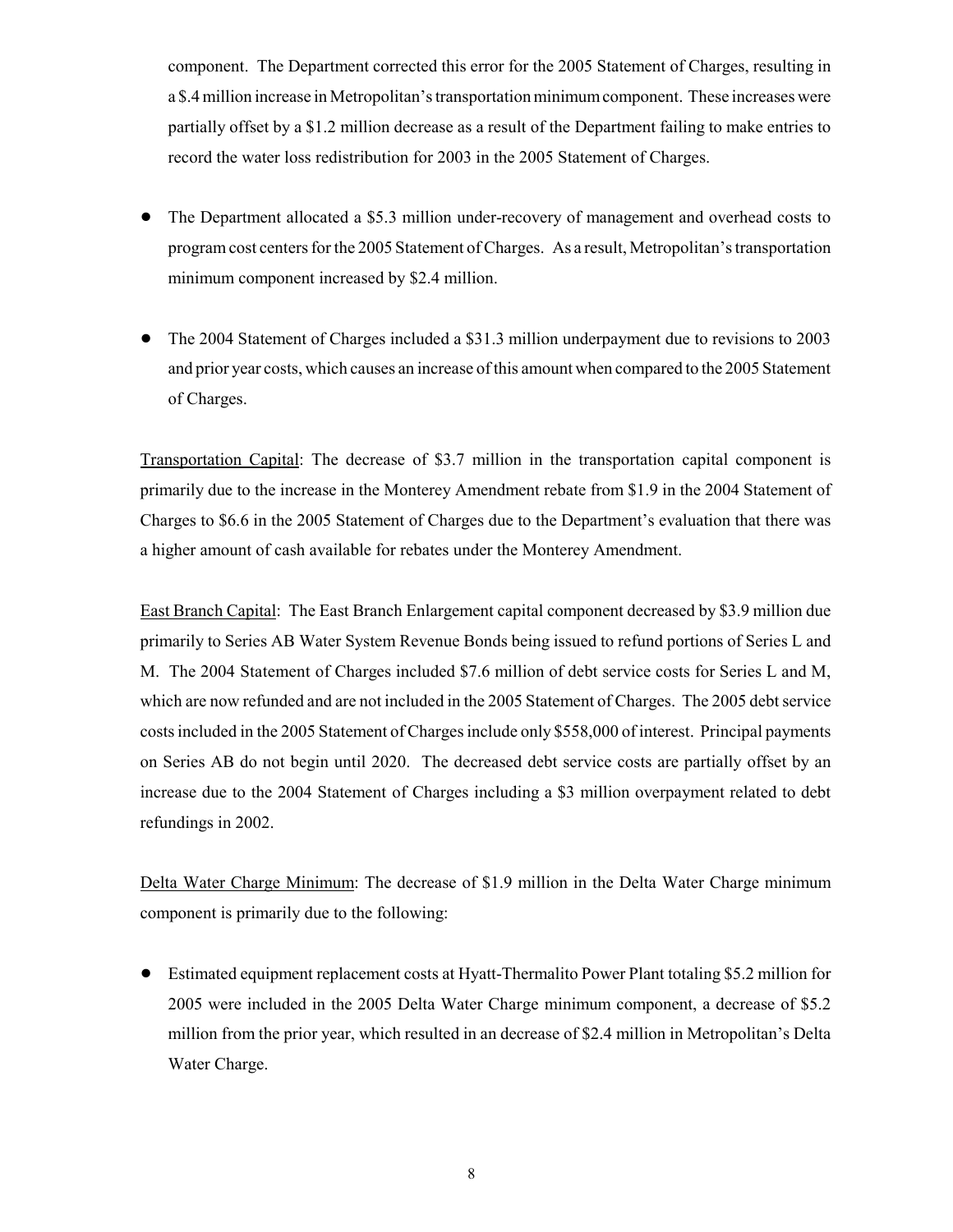component. The Department corrected this error for the 2005 Statement of Charges, resulting in a $.4 million increase in Metropolitan's transportation minimum component. These increases were partially offset by a $1.2 million decrease as a result of the Department failing to make entries to record the water loss redistribution for 2003 in the 2005 Statement of Charges.

- The Department allocated a $5.3 million under-recovery of management and overhead costs to program cost centers for the 2005 Statement of Charges. As a result, Metropolitan's transportation minimum component increased by $2.4 million.

- The 2004 Statement of Charges included a $31.3 million underpayment due to revisions to 2003 and prior year costs, which causes an increase of this amount when compared to the 2005 Statement of Charges.

<u>Transportation Capital</u>: The decrease of $3.7 million in the transportation capital component is primarily due to the increase in the Monterey Amendment rebate from $1.9 in the 2004 Statement of Charges to $6.6 in the 2005 Statement of Charges due to the Department's evaluation that there was a higher amount of cash available for rebates under the Monterey Amendment.

<u>East Branch Capital</u>: The East Branch Enlargement capital component decreased by $3.9 million due primarily to Series AB Water System Revenue Bonds being issued to refund portions of Series L and M. The 2004 Statement of Charges included $7.6 million of debt service costs for Series L and M, which are now refunded and are not included in the 2005 Statement of Charges. The 2005 debt service costs included in the 2005 Statement of Charges include only $558,000 of interest. Principal payments on Series AB do not begin until 2020. The decreased debt service costs are partially offset by an increase due to the 2004 Statement of Charges including a $3 million overpayment related to debt refundings in 2002.

<u>Delta Water Charge Minimum</u>: The decrease of $1.9 million in the Delta Water Charge minimum component is primarily due to the following:

- Estimated equipment replacement costs at Hyatt-Thermalito Power Plant totaling $5.2 million for 2005 were included in the 2005 Delta Water Charge minimum component, a decrease of $5.2 million from the prior year, which resulted in an decrease of $2.4 million in Metropolitan's Delta Water Charge.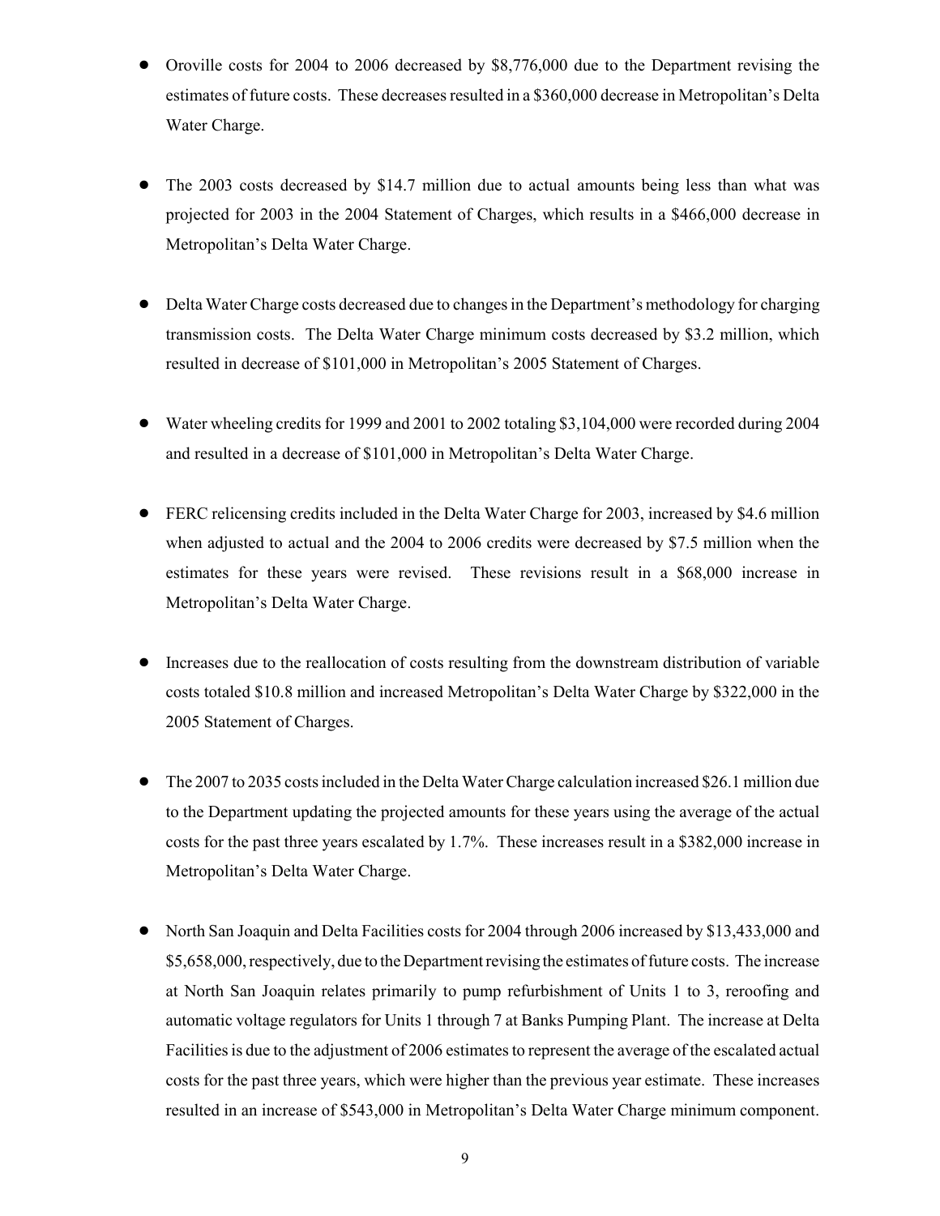- Oroville costs for 2004 to 2006 decreased by $8,776,000 due to the Department revising the estimates of future costs. These decreases resulted in a $360,000 decrease in Metropolitan's Delta Water Charge.

- The 2003 costs decreased by $14.7 million due to actual amounts being less than what was projected for 2003 in the 2004 Statement of Charges, which results in a $466,000 decrease in Metropolitan's Delta Water Charge.

- Delta Water Charge costs decreased due to changes in the Department's methodology for charging transmission costs. The Delta Water Charge minimum costs decreased by $3.2 million, which resulted in decrease of $101,000 in Metropolitan's 2005 Statement of Charges.

- Water wheeling credits for 1999 and 2001 to 2002 totaling $3,104,000 were recorded during 2004 and resulted in a decrease of $101,000 in Metropolitan's Delta Water Charge.

- FERC relicensing credits included in the Delta Water Charge for 2003, increased by $4.6 million when adjusted to actual and the 2004 to 2006 credits were decreased by $7.5 million when the estimates for these years were revised. These revisions result in a $68,000 increase in Metropolitan's Delta Water Charge.

- Increases due to the reallocation of costs resulting from the downstream distribution of variable costs totaled $10.8 million and increased Metropolitan's Delta Water Charge by $322,000 in the 2005 Statement of Charges.

- The 2007 to 2035 costs included in the Delta Water Charge calculation increased $26.1 million due to the Department updating the projected amounts for these years using the average of the actual costs for the past three years escalated by 1.7%. These increases result in a $382,000 increase in Metropolitan's Delta Water Charge.

- North San Joaquin and Delta Facilities costs for 2004 through 2006 increased by $13,433,000 and $5,658,000, respectively, due to the Department revising the estimates of future costs. The increase at North San Joaquin relates primarily to pump refurbishment of Units 1 to 3, reroofing and automatic voltage regulators for Units 1 through 7 at Banks Pumping Plant. The increase at Delta Facilities is due to the adjustment of 2006 estimates to represent the average of the escalated actual costs for the past three years, which were higher than the previous year estimate. These increases resulted in an increase of $543,000 in Metropolitan's Delta Water Charge minimum component.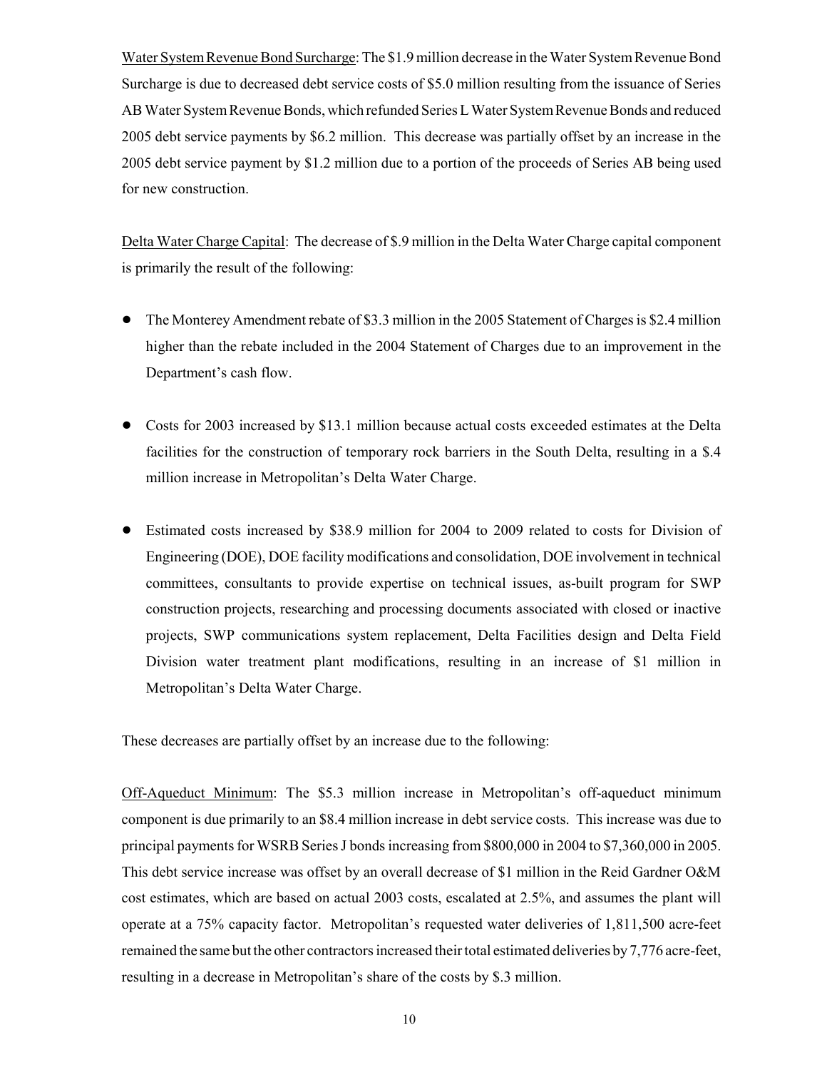<u>Water System Revenue Bond Surcharge</u>: The $1.9 million decrease in the Water System Revenue Bond Surcharge is due to decreased debt service costs of $5.0 million resulting from the issuance of Series AB Water System Revenue Bonds, which refunded Series L Water System Revenue Bonds and reduced 2005 debt service payments by $6.2 million. This decrease was partially offset by an increase in the 2005 debt service payment by $1.2 million due to a portion of the proceeds of Series AB being used for new construction.

<u>Delta Water Charge Capital</u>: The decrease of $.9 million in the Delta Water Charge capital component is primarily the result of the following:

- The Monterey Amendment rebate of $3.3 million in the 2005 Statement of Charges is $2.4 million higher than the rebate included in the 2004 Statement of Charges due to an improvement in the Department's cash flow.

- Costs for 2003 increased by $13.1 million because actual costs exceeded estimates at the Delta facilities for the construction of temporary rock barriers in the South Delta, resulting in a $.4 million increase in Metropolitan's Delta Water Charge.

- Estimated costs increased by $38.9 million for 2004 to 2009 related to costs for Division of Engineering (DOE), DOE facility modifications and consolidation, DOE involvement in technical committees, consultants to provide expertise on technical issues, as-built program for SWP construction projects, researching and processing documents associated with closed or inactive projects, SWP communications system replacement, Delta Facilities design and Delta Field Division water treatment plant modifications, resulting in an increase of $1 million in Metropolitan's Delta Water Charge.

These decreases are partially offset by an increase due to the following:

<u>Off-Aqueduct Minimum</u>: The $5.3 million increase in Metropolitan's off-aqueduct minimum component is due primarily to an $8.4 million increase in debt service costs. This increase was due to principal payments for WSRB Series J bonds increasing from $800,000 in 2004 to $7,360,000 in 2005. This debt service increase was offset by an overall decrease of $1 million in the Reid Gardner O&M cost estimates, which are based on actual 2003 costs, escalated at 2.5%, and assumes the plant will operate at a 75% capacity factor. Metropolitan's requested water deliveries of 1,811,500 acre-feet remained the same but the other contractors increased their total estimated deliveries by 7,776 acre-feet, resulting in a decrease in Metropolitan's share of the costs by $.3 million.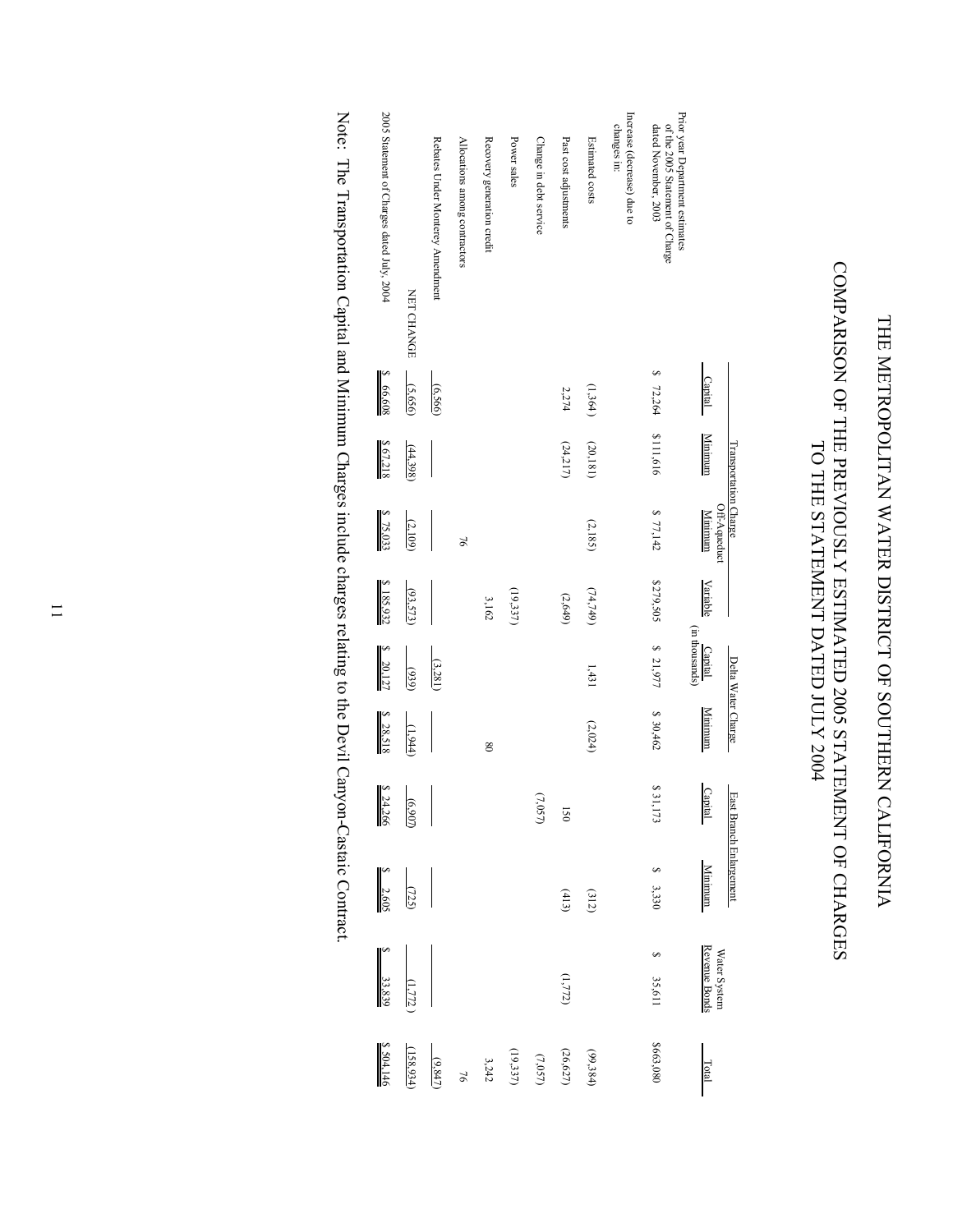# THE METROPOLITAN WATER DISTRICT OF SOUTHERN CALIFORNIA

## COMPARISON OF THE PREVIOUSLY ESTIMATED 2005 STATEMENT OF CHARGES TO THE STATEMENT DATED JULY 2004

(in thousands)

| | Transportation Charge | | | | Delta Water Charge | | East Branch Enlargement | | Water System Revenue Bonds | Total |
|---|---|---|---|---|---|---|---|---|---|---|
| | Capital | Minimum | Off-Aqueduct Minimum | Variable | Capital | Minimum | Capital | Minimum | | |
| Prior year Department estimates of the 2005 Statement of Charge dated November, 2003 | $ 72,264 | $111,616 | $ 77,142 | $279,505 | $ 21,977 | $ 30,462 | $ 31,173 | $ 3,330 | $ 35,611 | $663,080 |
| Increase (decrease) due to changes in: | | | | | | | | | | |
| Estimated costs | (1,364) | (20,181) | (2,185) | (74,749) | 1,431 | (2,024) | | (312) | | (99,384) |
| Past cost adjustments | 2,274 | (24,217) | | (2,649) | | | 150 | (413) | (1,772) | (26,627) |
| Change in debt service | | | | | | | (7,057) | | | (7,057) |
| Power sales | | | | (19,337) | | | | | | (19,337) |
| Recovery generation credit | | | | 3,162 | | 80 | | | | 3,242 |
| Allocations among contractors | | | 76 | | | | | | | 76 |
| Rebates Under Monterey Amendment | (6,566) | | | | (3,281) | | | | | (9,847) |
| NET CHANGE | (5,656) | (44,398) | (2,109) | (93,573) | (939) | (1,944) | (6,907) | (725) | (1,772) | (158,934) |
| 2005 Statement of Charges dated July, 2004 | $ 66,608 | $ 67,218 | $ 75,033 | $ 185,932 | $ 20,127 | $ 28,518 | $ 24,266 | $ 2,605 | $ 33,839 | $ 504,146 |

Note: The Transportation Capital and Minimum Charges include charges relating to the Devil Canyon-Castaic Contract.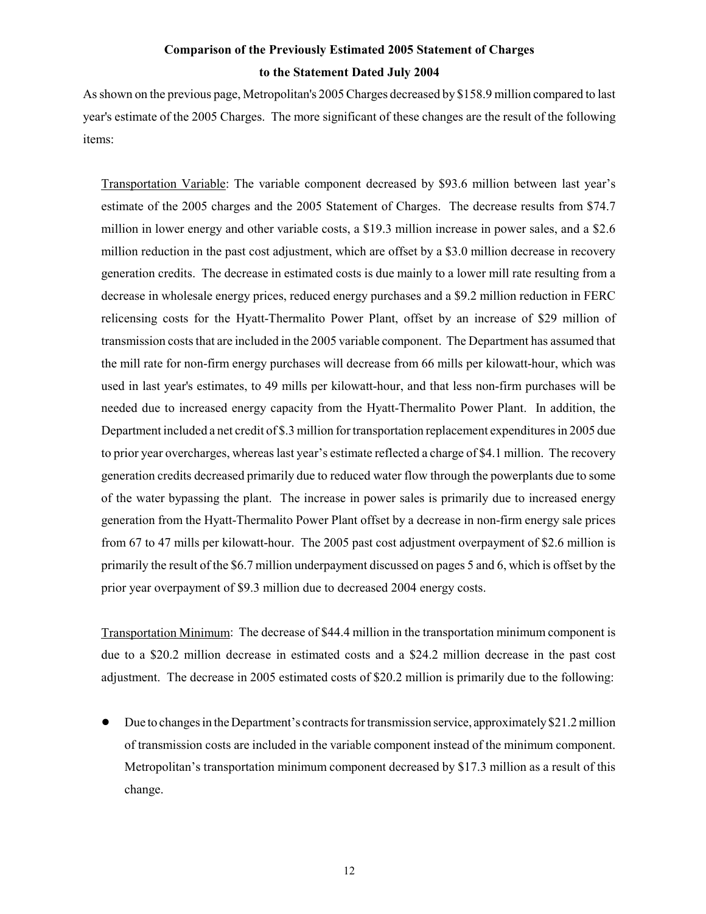## Comparison of the Previously Estimated 2005 Statement of Charges to the Statement Dated July 2004

As shown on the previous page, Metropolitan's 2005 Charges decreased by $158.9 million compared to last year's estimate of the 2005 Charges. The more significant of these changes are the result of the following items:

Transportation Variable: The variable component decreased by $93.6 million between last year's estimate of the 2005 charges and the 2005 Statement of Charges. The decrease results from $74.7 million in lower energy and other variable costs, a $19.3 million increase in power sales, and a $2.6 million reduction in the past cost adjustment, which are offset by a $3.0 million decrease in recovery generation credits. The decrease in estimated costs is due mainly to a lower mill rate resulting from a decrease in wholesale energy prices, reduced energy purchases and a $9.2 million reduction in FERC relicensing costs for the Hyatt-Thermalito Power Plant, offset by an increase of $29 million of transmission costs that are included in the 2005 variable component. The Department has assumed that the mill rate for non-firm energy purchases will decrease from 66 mills per kilowatt-hour, which was used in last year's estimates, to 49 mills per kilowatt-hour, and that less non-firm purchases will be needed due to increased energy capacity from the Hyatt-Thermalito Power Plant. In addition, the Department included a net credit of $.3 million for transportation replacement expenditures in 2005 due to prior year overcharges, whereas last year's estimate reflected a charge of $4.1 million. The recovery generation credits decreased primarily due to reduced water flow through the powerplants due to some of the water bypassing the plant. The increase in power sales is primarily due to increased energy generation from the Hyatt-Thermalito Power Plant offset by a decrease in non-firm energy sale prices from 67 to 47 mills per kilowatt-hour. The 2005 past cost adjustment overpayment of $2.6 million is primarily the result of the $6.7 million underpayment discussed on pages 5 and 6, which is offset by the prior year overpayment of $9.3 million due to decreased 2004 energy costs.

Transportation Minimum: The decrease of $44.4 million in the transportation minimum component is due to a $20.2 million decrease in estimated costs and a $24.2 million decrease in the past cost adjustment. The decrease in 2005 estimated costs of $20.2 million is primarily due to the following:

- Due to changes in the Department's contracts for transmission service, approximately $21.2 million of transmission costs are included in the variable component instead of the minimum component. Metropolitan's transportation minimum component decreased by $17.3 million as a result of this change.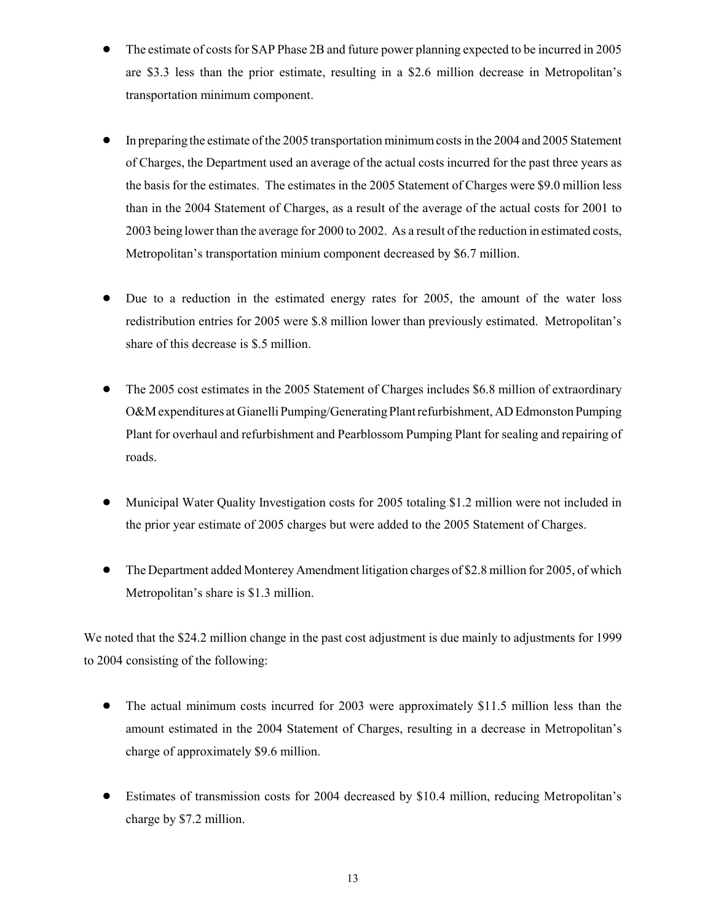- The estimate of costs for SAP Phase 2B and future power planning expected to be incurred in 2005 are $3.3 less than the prior estimate, resulting in a $2.6 million decrease in Metropolitan's transportation minimum component.

- In preparing the estimate of the 2005 transportation minimum costs in the 2004 and 2005 Statement of Charges, the Department used an average of the actual costs incurred for the past three years as the basis for the estimates. The estimates in the 2005 Statement of Charges were $9.0 million less than in the 2004 Statement of Charges, as a result of the average of the actual costs for 2001 to 2003 being lower than the average for 2000 to 2002. As a result of the reduction in estimated costs, Metropolitan's transportation minium component decreased by $6.7 million.

- Due to a reduction in the estimated energy rates for 2005, the amount of the water loss redistribution entries for 2005 were $.8 million lower than previously estimated. Metropolitan's share of this decrease is $.5 million.

- The 2005 cost estimates in the 2005 Statement of Charges includes $6.8 million of extraordinary O&M expenditures at Gianelli Pumping/Generating Plant refurbishment, AD Edmonston Pumping Plant for overhaul and refurbishment and Pearblossom Pumping Plant for sealing and repairing of roads.

- Municipal Water Quality Investigation costs for 2005 totaling $1.2 million were not included in the prior year estimate of 2005 charges but were added to the 2005 Statement of Charges.

- The Department added Monterey Amendment litigation charges of $2.8 million for 2005, of which Metropolitan's share is $1.3 million.

We noted that the $24.2 million change in the past cost adjustment is due mainly to adjustments for 1999 to 2004 consisting of the following:

- The actual minimum costs incurred for 2003 were approximately $11.5 million less than the amount estimated in the 2004 Statement of Charges, resulting in a decrease in Metropolitan's charge of approximately $9.6 million.

- Estimates of transmission costs for 2004 decreased by $10.4 million, reducing Metropolitan's charge by $7.2 million.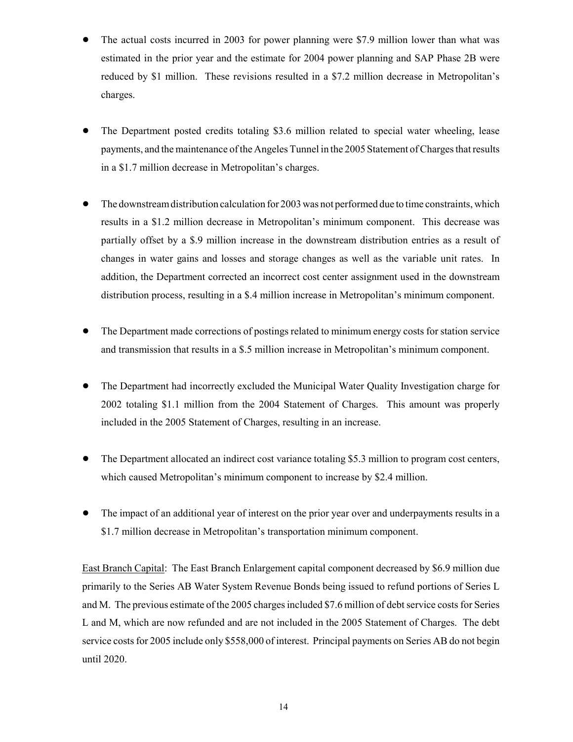- The actual costs incurred in 2003 for power planning were $7.9 million lower than what was estimated in the prior year and the estimate for 2004 power planning and SAP Phase 2B were reduced by $1 million. These revisions resulted in a $7.2 million decrease in Metropolitan's charges.

- The Department posted credits totaling $3.6 million related to special water wheeling, lease payments, and the maintenance of the Angeles Tunnel in the 2005 Statement of Charges that results in a $1.7 million decrease in Metropolitan's charges.

- The downstream distribution calculation for 2003 was not performed due to time constraints, which results in a $1.2 million decrease in Metropolitan's minimum component. This decrease was partially offset by a $.9 million increase in the downstream distribution entries as a result of changes in water gains and losses and storage changes as well as the variable unit rates. In addition, the Department corrected an incorrect cost center assignment used in the downstream distribution process, resulting in a $.4 million increase in Metropolitan's minimum component.

- The Department made corrections of postings related to minimum energy costs for station service and transmission that results in a $.5 million increase in Metropolitan's minimum component.

- The Department had incorrectly excluded the Municipal Water Quality Investigation charge for 2002 totaling $1.1 million from the 2004 Statement of Charges. This amount was properly included in the 2005 Statement of Charges, resulting in an increase.

- The Department allocated an indirect cost variance totaling $5.3 million to program cost centers, which caused Metropolitan's minimum component to increase by $2.4 million.

- The impact of an additional year of interest on the prior year over and underpayments results in a $1.7 million decrease in Metropolitan's transportation minimum component.

<u>East Branch Capital</u>: The East Branch Enlargement capital component decreased by $6.9 million due primarily to the Series AB Water System Revenue Bonds being issued to refund portions of Series L and M. The previous estimate of the 2005 charges included $7.6 million of debt service costs for Series L and M, which are now refunded and are not included in the 2005 Statement of Charges. The debt service costs for 2005 include only $558,000 of interest. Principal payments on Series AB do not begin until 2020.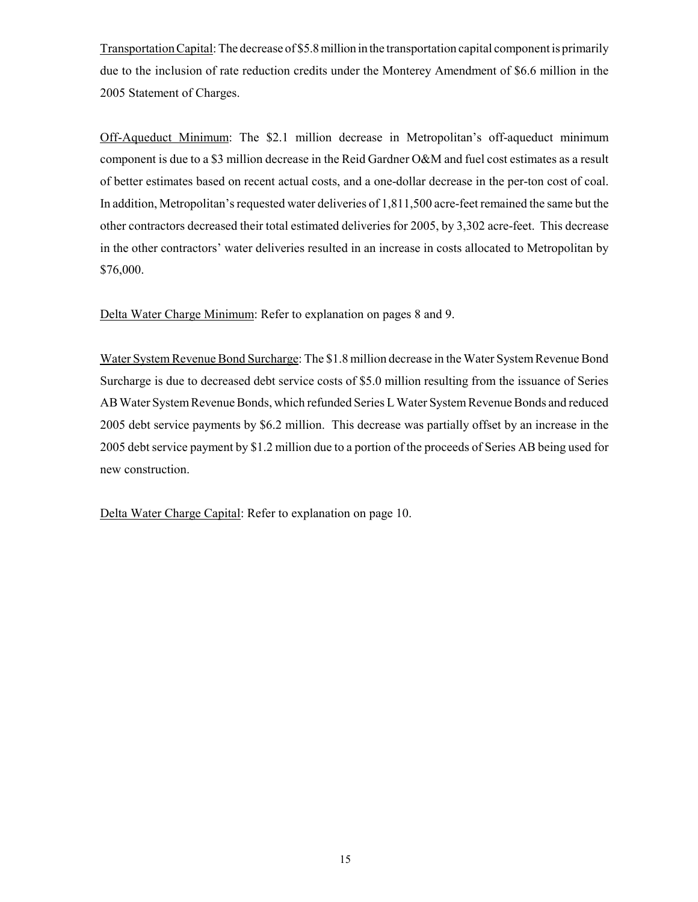<u>Transportation Capital</u>: The decrease of $5.8 million in the transportation capital component is primarily due to the inclusion of rate reduction credits under the Monterey Amendment of $6.6 million in the 2005 Statement of Charges.

<u>Off-Aqueduct Minimum</u>: The $2.1 million decrease in Metropolitan's off-aqueduct minimum component is due to a $3 million decrease in the Reid Gardner O&M and fuel cost estimates as a result of better estimates based on recent actual costs, and a one-dollar decrease in the per-ton cost of coal. In addition, Metropolitan's requested water deliveries of 1,811,500 acre-feet remained the same but the other contractors decreased their total estimated deliveries for 2005, by 3,302 acre-feet. This decrease in the other contractors' water deliveries resulted in an increase in costs allocated to Metropolitan by $76,000.

<u>Delta Water Charge Minimum</u>: Refer to explanation on pages 8 and 9.

<u>Water System Revenue Bond Surcharge</u>: The $1.8 million decrease in the Water System Revenue Bond Surcharge is due to decreased debt service costs of $5.0 million resulting from the issuance of Series AB Water System Revenue Bonds, which refunded Series L Water System Revenue Bonds and reduced 2005 debt service payments by $6.2 million. This decrease was partially offset by an increase in the 2005 debt service payment by $1.2 million due to a portion of the proceeds of Series AB being used for new construction.

<u>Delta Water Charge Capital</u>: Refer to explanation on page 10.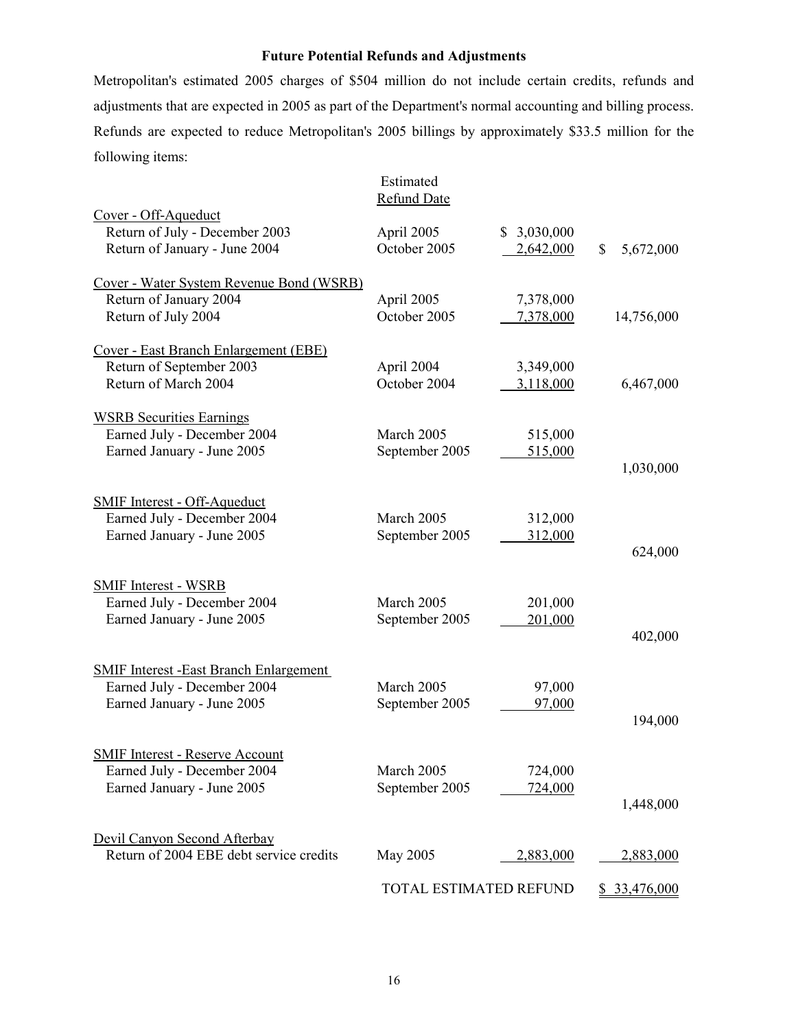**Future Potential Refunds and Adjustments**

Metropolitan's estimated 2005 charges of $504 million do not include certain credits, refunds and adjustments that are expected in 2005 as part of the Department's normal accounting and billing process. Refunds are expected to reduce Metropolitan's 2005 billings by approximately $33.5 million for the following items:

| | Estimated Refund Date | | |
|---|---|---|---|
| Cover - Off-Aqueduct | | | |
| Return of July - December 2003 | April 2005 | $ 3,030,000 | |
| Return of January - June 2004 | October 2005 | 2,642,000 | $ 5,672,000 |
| Cover - Water System Revenue Bond (WSRB) | | | |
| Return of January 2004 | April 2005 | 7,378,000 | |
| Return of July 2004 | October 2005 | 7,378,000 | 14,756,000 |
| Cover - East Branch Enlargement (EBE) | | | |
| Return of September 2003 | April 2004 | 3,349,000 | |
| Return of March 2004 | October 2004 | 3,118,000 | 6,467,000 |
| WSRB Securities Earnings | | | |
| Earned July - December 2004 | March 2005 | 515,000 | |
| Earned January - June 2005 | September 2005 | 515,000 | |
| | | | 1,030,000 |
| SMIF Interest - Off-Aqueduct | | | |
| Earned July - December 2004 | March 2005 | 312,000 | |
| Earned January - June 2005 | September 2005 | 312,000 | |
| | | | 624,000 |
| SMIF Interest - WSRB | | | |
| Earned July - December 2004 | March 2005 | 201,000 | |
| Earned January - June 2005 | September 2005 | 201,000 | |
| | | | 402,000 |
| SMIF Interest -East Branch Enlargement | | | |
| Earned July - December 2004 | March 2005 | 97,000 | |
| Earned January - June 2005 | September 2005 | 97,000 | |
| | | | 194,000 |
| SMIF Interest - Reserve Account | | | |
| Earned July - December 2004 | March 2005 | 724,000 | |
| Earned January - June 2005 | September 2005 | 724,000 | |
| | | | 1,448,000 |
| Devil Canyon Second Afterbay | | | |
| Return of 2004 EBE debt service credits | May 2005 | 2,883,000 | 2,883,000 |
| | TOTAL ESTIMATED REFUND | | $ 33,476,000 |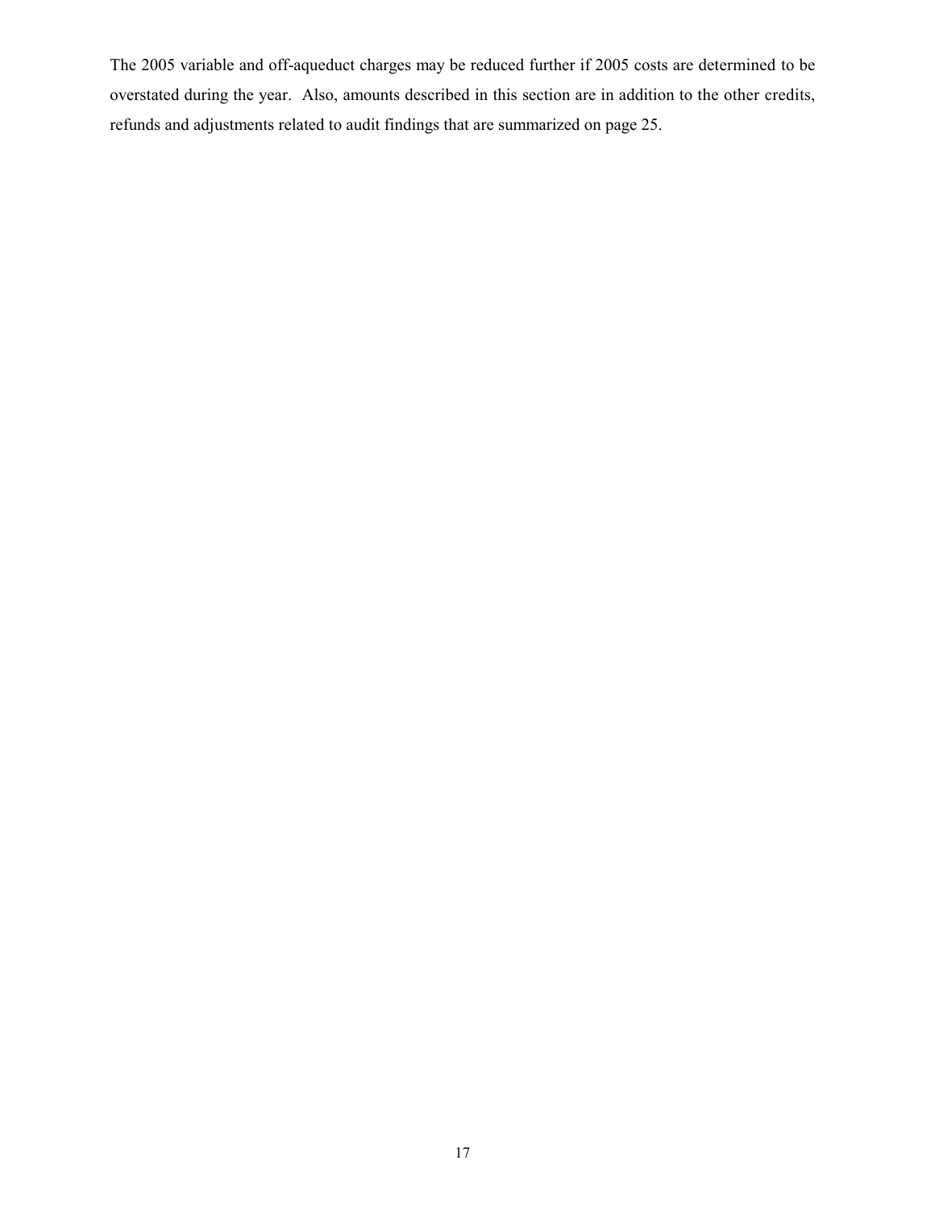The 2005 variable and off-aqueduct charges may be reduced further if 2005 costs are determined to be overstated during the year. Also, amounts described in this section are in addition to the other credits, refunds and adjustments related to audit findings that are summarized on page 25.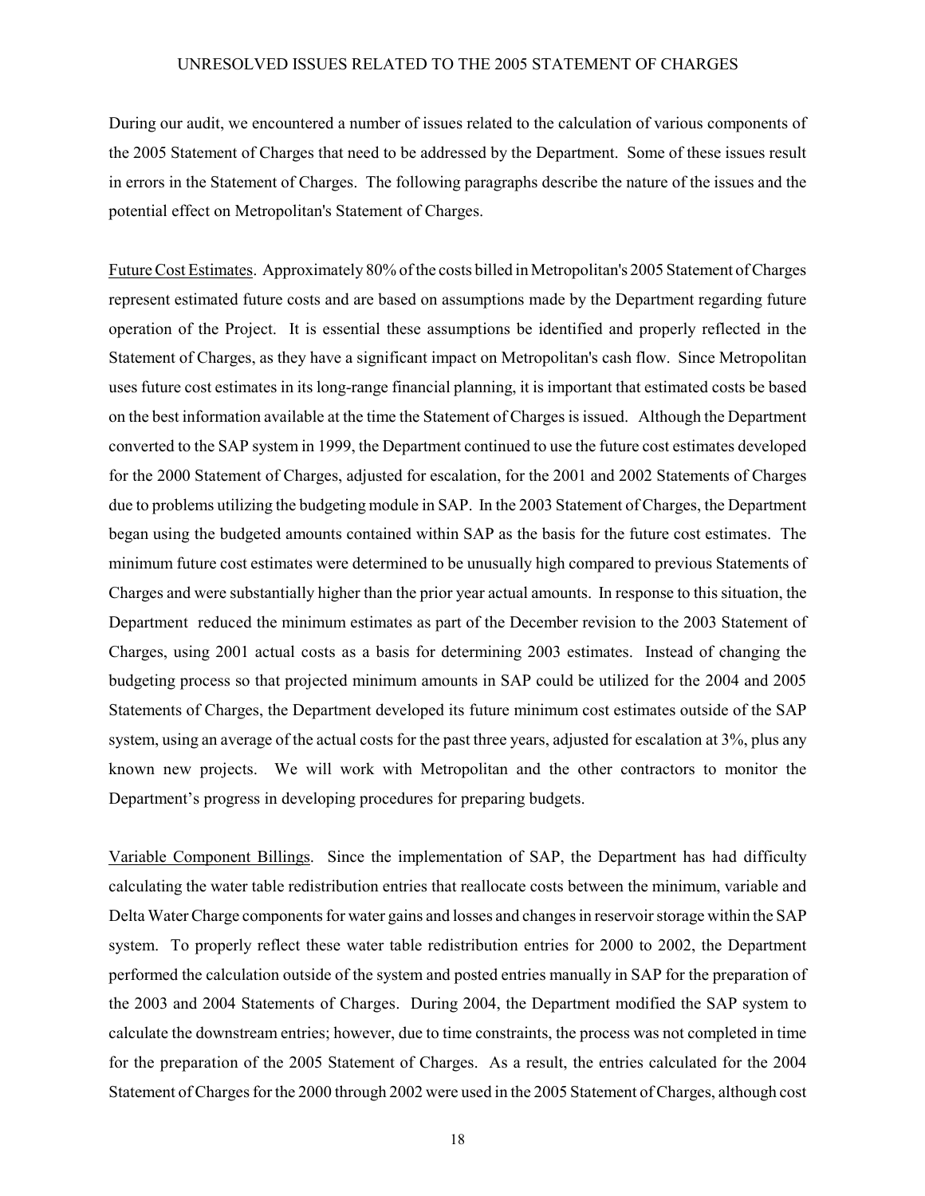## UNRESOLVED ISSUES RELATED TO THE 2005 STATEMENT OF CHARGES

During our audit, we encountered a number of issues related to the calculation of various components of the 2005 Statement of Charges that need to be addressed by the Department. Some of these issues result in errors in the Statement of Charges. The following paragraphs describe the nature of the issues and the potential effect on Metropolitan's Statement of Charges.

Future Cost Estimates. Approximately 80% of the costs billed in Metropolitan's 2005 Statement of Charges represent estimated future costs and are based on assumptions made by the Department regarding future operation of the Project. It is essential these assumptions be identified and properly reflected in the Statement of Charges, as they have a significant impact on Metropolitan's cash flow. Since Metropolitan uses future cost estimates in its long-range financial planning, it is important that estimated costs be based on the best information available at the time the Statement of Charges is issued. Although the Department converted to the SAP system in 1999, the Department continued to use the future cost estimates developed for the 2000 Statement of Charges, adjusted for escalation, for the 2001 and 2002 Statements of Charges due to problems utilizing the budgeting module in SAP. In the 2003 Statement of Charges, the Department began using the budgeted amounts contained within SAP as the basis for the future cost estimates. The minimum future cost estimates were determined to be unusually high compared to previous Statements of Charges and were substantially higher than the prior year actual amounts. In response to this situation, the Department reduced the minimum estimates as part of the December revision to the 2003 Statement of Charges, using 2001 actual costs as a basis for determining 2003 estimates. Instead of changing the budgeting process so that projected minimum amounts in SAP could be utilized for the 2004 and 2005 Statements of Charges, the Department developed its future minimum cost estimates outside of the SAP system, using an average of the actual costs for the past three years, adjusted for escalation at 3%, plus any known new projects. We will work with Metropolitan and the other contractors to monitor the Department's progress in developing procedures for preparing budgets.

Variable Component Billings. Since the implementation of SAP, the Department has had difficulty calculating the water table redistribution entries that reallocate costs between the minimum, variable and Delta Water Charge components for water gains and losses and changes in reservoir storage within the SAP system. To properly reflect these water table redistribution entries for 2000 to 2002, the Department performed the calculation outside of the system and posted entries manually in SAP for the preparation of the 2003 and 2004 Statements of Charges. During 2004, the Department modified the SAP system to calculate the downstream entries; however, due to time constraints, the process was not completed in time for the preparation of the 2005 Statement of Charges. As a result, the entries calculated for the 2004 Statement of Charges for the 2000 through 2002 were used in the 2005 Statement of Charges, although cost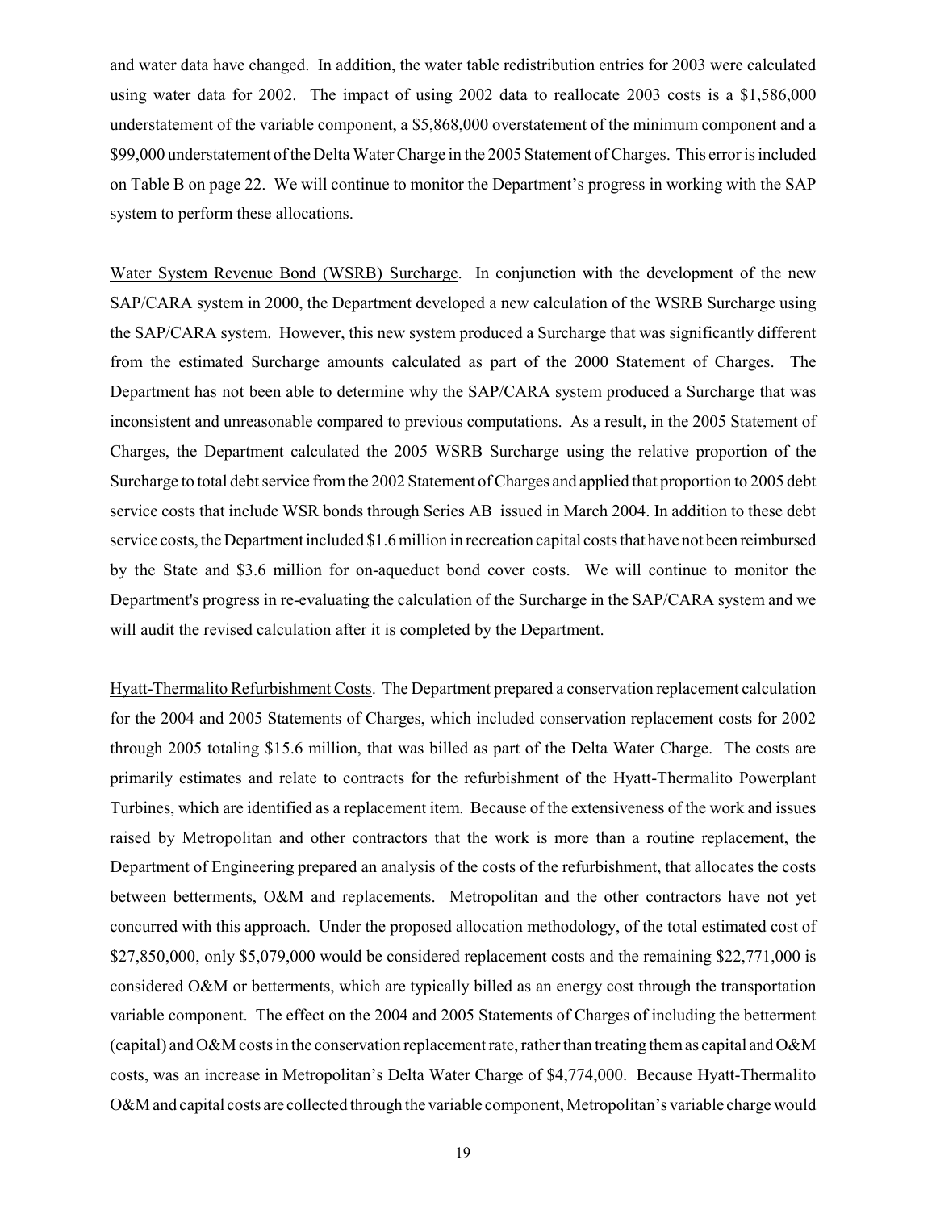and water data have changed. In addition, the water table redistribution entries for 2003 were calculated using water data for 2002. The impact of using 2002 data to reallocate 2003 costs is a $1,586,000 understatement of the variable component, a $5,868,000 overstatement of the minimum component and a $99,000 understatement of the Delta Water Charge in the 2005 Statement of Charges. This error is included on Table B on page 22. We will continue to monitor the Department's progress in working with the SAP system to perform these allocations.

Water System Revenue Bond (WSRB) Surcharge. In conjunction with the development of the new SAP/CARA system in 2000, the Department developed a new calculation of the WSRB Surcharge using the SAP/CARA system. However, this new system produced a Surcharge that was significantly different from the estimated Surcharge amounts calculated as part of the 2000 Statement of Charges. The Department has not been able to determine why the SAP/CARA system produced a Surcharge that was inconsistent and unreasonable compared to previous computations. As a result, in the 2005 Statement of Charges, the Department calculated the 2005 WSRB Surcharge using the relative proportion of the Surcharge to total debt service from the 2002 Statement of Charges and applied that proportion to 2005 debt service costs that include WSR bonds through Series AB issued in March 2004. In addition to these debt service costs, the Department included $1.6 million in recreation capital costs that have not been reimbursed by the State and $3.6 million for on-aqueduct bond cover costs. We will continue to monitor the Department's progress in re-evaluating the calculation of the Surcharge in the SAP/CARA system and we will audit the revised calculation after it is completed by the Department.

Hyatt-Thermalito Refurbishment Costs. The Department prepared a conservation replacement calculation for the 2004 and 2005 Statements of Charges, which included conservation replacement costs for 2002 through 2005 totaling $15.6 million, that was billed as part of the Delta Water Charge. The costs are primarily estimates and relate to contracts for the refurbishment of the Hyatt-Thermalito Powerplant Turbines, which are identified as a replacement item. Because of the extensiveness of the work and issues raised by Metropolitan and other contractors that the work is more than a routine replacement, the Department of Engineering prepared an analysis of the costs of the refurbishment, that allocates the costs between betterments, O&M and replacements. Metropolitan and the other contractors have not yet concurred with this approach. Under the proposed allocation methodology, of the total estimated cost of $27,850,000, only $5,079,000 would be considered replacement costs and the remaining $22,771,000 is considered O&M or betterments, which are typically billed as an energy cost through the transportation variable component. The effect on the 2004 and 2005 Statements of Charges of including the betterment (capital) and O&M costs in the conservation replacement rate, rather than treating them as capital and O&M costs, was an increase in Metropolitan's Delta Water Charge of $4,774,000. Because Hyatt-Thermalito O&M and capital costs are collected through the variable component, Metropolitan's variable charge would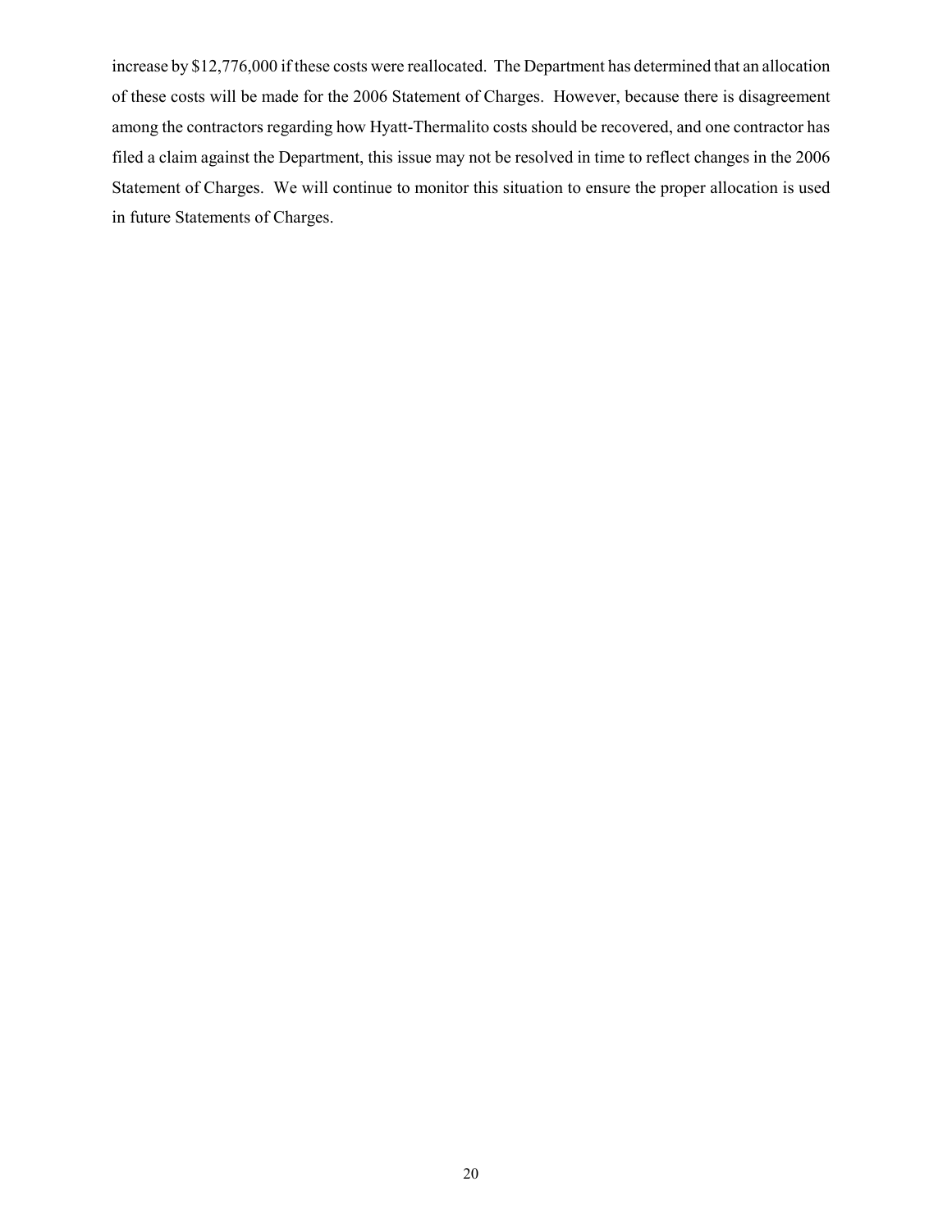increase by $12,776,000 if these costs were reallocated. The Department has determined that an allocation of these costs will be made for the 2006 Statement of Charges. However, because there is disagreement among the contractors regarding how Hyatt-Thermalito costs should be recovered, and one contractor has filed a claim against the Department, this issue may not be resolved in time to reflect changes in the 2006 Statement of Charges. We will continue to monitor this situation to ensure the proper allocation is used in future Statements of Charges.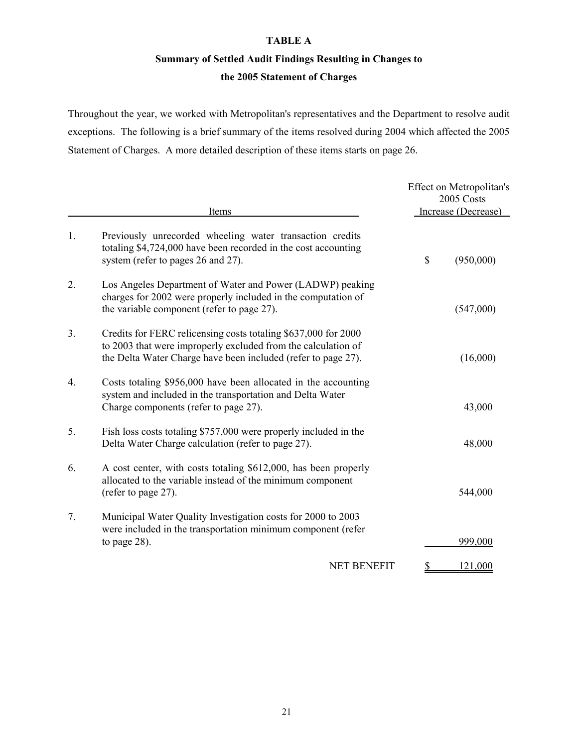# TABLE A

## Summary of Settled Audit Findings Resulting in Changes to the 2005 Statement of Charges

Throughout the year, we worked with Metropolitan's representatives and the Department to resolve audit exceptions. The following is a brief summary of the items resolved during 2004 which affected the 2005 Statement of Charges. A more detailed description of these items starts on page 26.

| | Items | Effect on Metropolitan's 2005 Costs Increase (Decrease) |
|---|---|---|
| 1. | Previously unrecorded wheeling water transaction credits totaling $4,724,000 have been recorded in the cost accounting system (refer to pages 26 and 27). | $ (950,000) |
| 2. | Los Angeles Department of Water and Power (LADWP) peaking charges for 2002 were properly included in the computation of the variable component (refer to page 27). | (547,000) |
| 3. | Credits for FERC relicensing costs totaling $637,000 for 2000 to 2003 that were improperly excluded from the calculation of the Delta Water Charge have been included (refer to page 27). | (16,000) |
| 4. | Costs totaling $956,000 have been allocated in the accounting system and included in the transportation and Delta Water Charge components (refer to page 27). | 43,000 |
| 5. | Fish loss costs totaling $757,000 were properly included in the Delta Water Charge calculation (refer to page 27). | 48,000 |
| 6. | A cost center, with costs totaling $612,000, has been properly allocated to the variable instead of the minimum component (refer to page 27). | 544,000 |
| 7. | Municipal Water Quality Investigation costs for 2000 to 2003 were included in the transportation minimum component (refer to page 28). | 999,000 |
| | NET BENEFIT | $ 121,000 |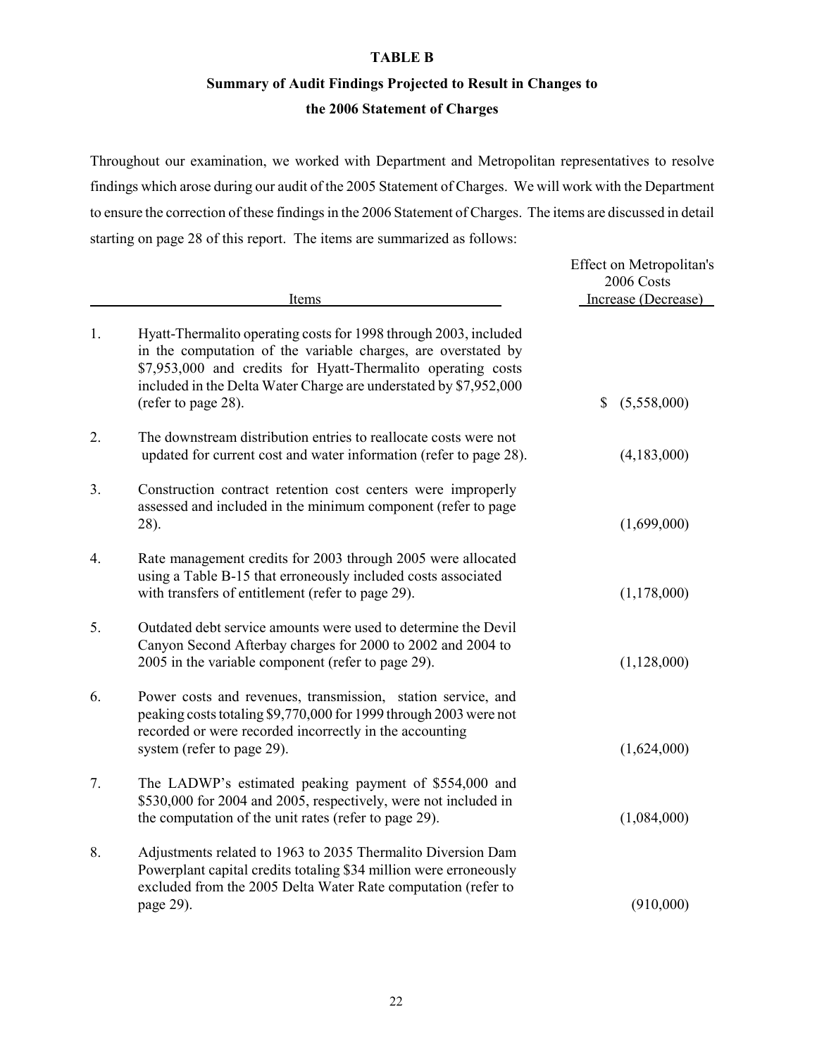**TABLE B**

**Summary of Audit Findings Projected to Result in Changes to the 2006 Statement of Charges**

Throughout our examination, we worked with Department and Metropolitan representatives to resolve findings which arose during our audit of the 2005 Statement of Charges. We will work with the Department to ensure the correction of these findings in the 2006 Statement of Charges. The items are discussed in detail starting on page 28 of this report. The items are summarized as follows:

| | Items | Effect on Metropolitan's 2006 Costs Increase (Decrease) |
|---|---|---|
| 1. | Hyatt-Thermalito operating costs for 1998 through 2003, included in the computation of the variable charges, are overstated by $7,953,000 and credits for Hyatt-Thermalito operating costs included in the Delta Water Charge are understated by $7,952,000 (refer to page 28). | $ (5,558,000) |
| 2. | The downstream distribution entries to reallocate costs were not updated for current cost and water information (refer to page 28). | (4,183,000) |
| 3. | Construction contract retention cost centers were improperly assessed and included in the minimum component (refer to page 28). | (1,699,000) |
| 4. | Rate management credits for 2003 through 2005 were allocated using a Table B-15 that erroneously included costs associated with transfers of entitlement (refer to page 29). | (1,178,000) |
| 5. | Outdated debt service amounts were used to determine the Devil Canyon Second Afterbay charges for 2000 to 2002 and 2004 to 2005 in the variable component (refer to page 29). | (1,128,000) |
| 6. | Power costs and revenues, transmission, station service, and peaking costs totaling $9,770,000 for 1999 through 2003 were not recorded or were recorded incorrectly in the accounting system (refer to page 29). | (1,624,000) |
| 7. | The LADWP's estimated peaking payment of $554,000 and $530,000 for 2004 and 2005, respectively, were not included in the computation of the unit rates (refer to page 29). | (1,084,000) |
| 8. | Adjustments related to 1963 to 2035 Thermalito Diversion Dam Powerplant capital credits totaling $34 million were erroneously excluded from the 2005 Delta Water Rate computation (refer to page 29). | (910,000) |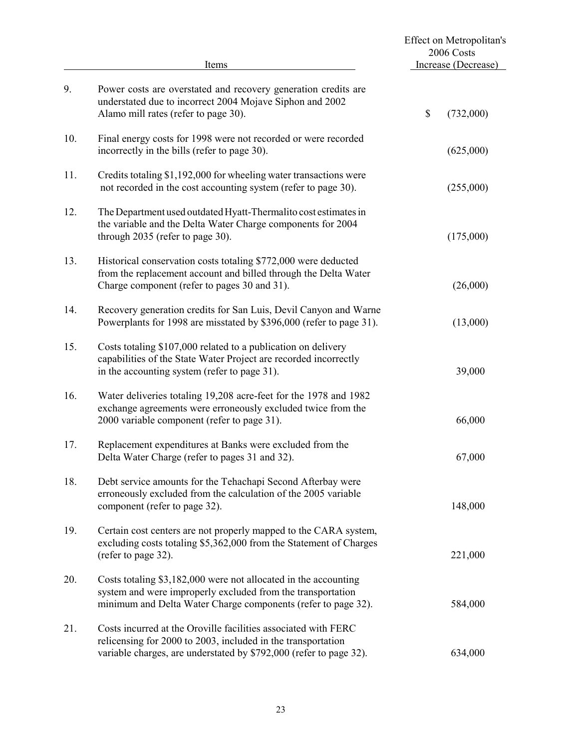| | Items | Effect on Metropolitan's 2006 Costs Increase (Decrease) |
|---|---|---|
| 9. | Power costs are overstated and recovery generation credits are understated due to incorrect 2004 Mojave Siphon and 2002 Alamo mill rates (refer to page 30). | $ (732,000) |
| 10. | Final energy costs for 1998 were not recorded or were recorded incorrectly in the bills (refer to page 30). | (625,000) |
| 11. | Credits totaling $1,192,000 for wheeling water transactions were not recorded in the cost accounting system (refer to page 30). | (255,000) |
| 12. | The Department used outdated Hyatt-Thermalito cost estimates in the variable and the Delta Water Charge components for 2004 through 2035 (refer to page 30). | (175,000) |
| 13. | Historical conservation costs totaling $772,000 were deducted from the replacement account and billed through the Delta Water Charge component (refer to pages 30 and 31). | (26,000) |
| 14. | Recovery generation credits for San Luis, Devil Canyon and Warne Powerplants for 1998 are misstated by $396,000 (refer to page 31). | (13,000) |
| 15. | Costs totaling $107,000 related to a publication on delivery capabilities of the State Water Project are recorded incorrectly in the accounting system (refer to page 31). | 39,000 |
| 16. | Water deliveries totaling 19,208 acre-feet for the 1978 and 1982 exchange agreements were erroneously excluded twice from the 2000 variable component (refer to page 31). | 66,000 |
| 17. | Replacement expenditures at Banks were excluded from the Delta Water Charge (refer to pages 31 and 32). | 67,000 |
| 18. | Debt service amounts for the Tehachapi Second Afterbay were erroneously excluded from the calculation of the 2005 variable component (refer to page 32). | 148,000 |
| 19. | Certain cost centers are not properly mapped to the CARA system, excluding costs totaling $5,362,000 from the Statement of Charges (refer to page 32). | 221,000 |
| 20. | Costs totaling $3,182,000 were not allocated in the accounting system and were improperly excluded from the transportation minimum and Delta Water Charge components (refer to page 32). | 584,000 |
| 21. | Costs incurred at the Oroville facilities associated with FERC relicensing for 2000 to 2003, included in the transportation variable charges, are understated by $792,000 (refer to page 32). | 634,000 |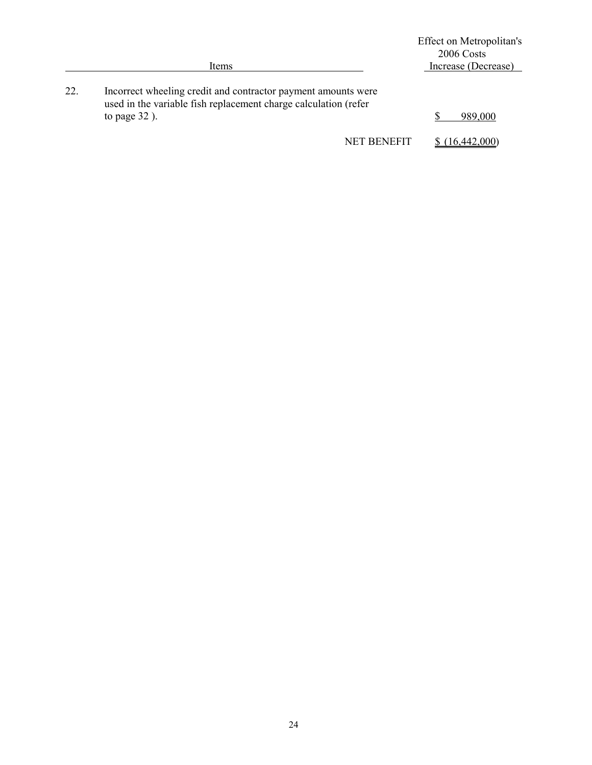| | Items | Effect on Metropolitan's 2006 Costs Increase (Decrease) |
|---|---|---|
| 22. | Incorrect wheeling credit and contractor payment amounts were used in the variable fish replacement charge calculation (refer to page 32 ). | $ 989,000 |
| | NET BENEFIT | $ (16,442,000) |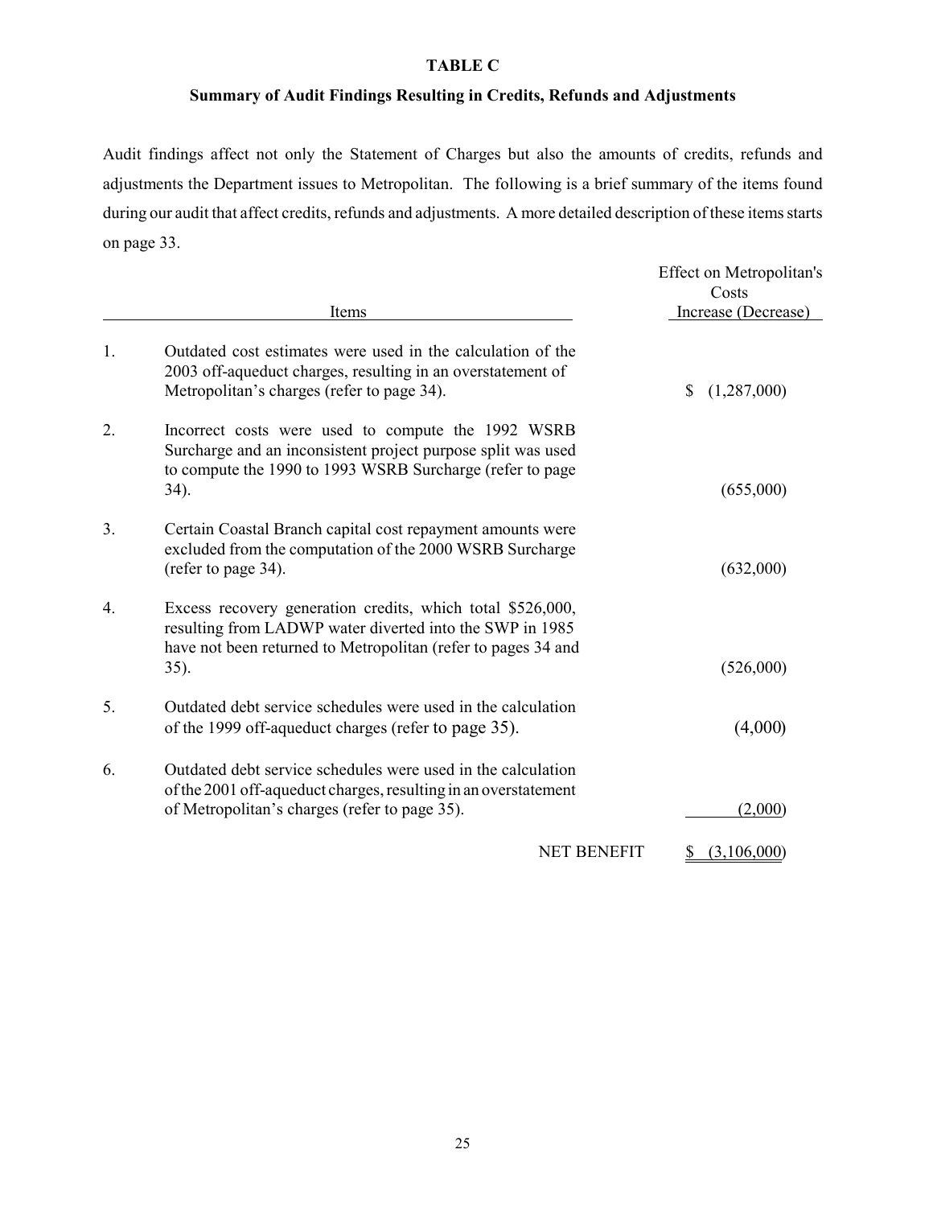# TABLE C

## Summary of Audit Findings Resulting in Credits, Refunds and Adjustments

Audit findings affect not only the Statement of Charges but also the amounts of credits, refunds and adjustments the Department issues to Metropolitan. The following is a brief summary of the items found during our audit that affect credits, refunds and adjustments. A more detailed description of these items starts on page 33.

| | Items | Effect on Metropolitan's Costs Increase (Decrease) |
|---|---|---|
| 1. | Outdated cost estimates were used in the calculation of the 2003 off-aqueduct charges, resulting in an overstatement of Metropolitan's charges (refer to page 34). | $ (1,287,000) |
| 2. | Incorrect costs were used to compute the 1992 WSRB Surcharge and an inconsistent project purpose split was used to compute the 1990 to 1993 WSRB Surcharge (refer to page 34). | (655,000) |
| 3. | Certain Coastal Branch capital cost repayment amounts were excluded from the computation of the 2000 WSRB Surcharge (refer to page 34). | (632,000) |
| 4. | Excess recovery generation credits, which total $526,000, resulting from LADWP water diverted into the SWP in 1985 have not been returned to Metropolitan (refer to pages 34 and 35). | (526,000) |
| 5. | Outdated debt service schedules were used in the calculation of the 1999 off-aqueduct charges (refer to page 35). | (4,000) |
| 6. | Outdated debt service schedules were used in the calculation of the 2001 off-aqueduct charges, resulting in an overstatement of Metropolitan's charges (refer to page 35). | (2,000) |
| | NET BENEFIT | $ (3,106,000) |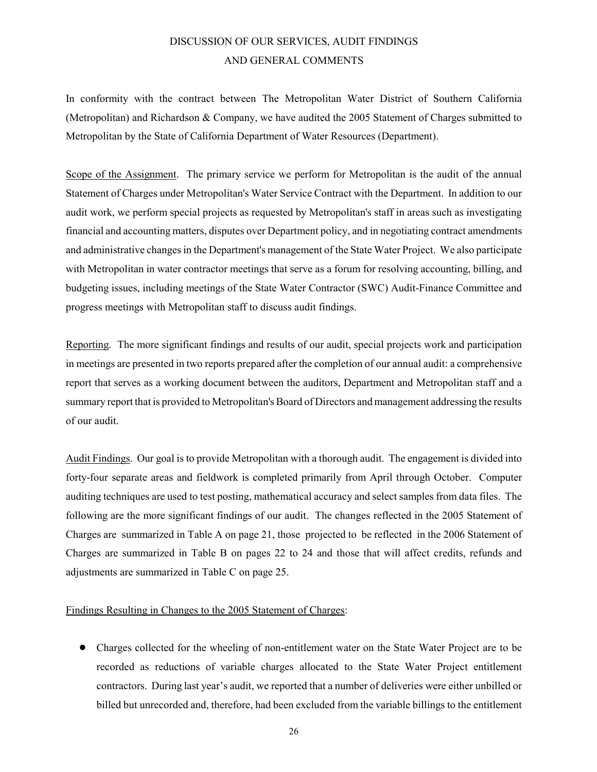# DISCUSSION OF OUR SERVICES, AUDIT FINDINGS AND GENERAL COMMENTS

In conformity with the contract between The Metropolitan Water District of Southern California (Metropolitan) and Richardson & Company, we have audited the 2005 Statement of Charges submitted to Metropolitan by the State of California Department of Water Resources (Department).

Scope of the Assignment. The primary service we perform for Metropolitan is the audit of the annual Statement of Charges under Metropolitan's Water Service Contract with the Department. In addition to our audit work, we perform special projects as requested by Metropolitan's staff in areas such as investigating financial and accounting matters, disputes over Department policy, and in negotiating contract amendments and administrative changes in the Department's management of the State Water Project. We also participate with Metropolitan in water contractor meetings that serve as a forum for resolving accounting, billing, and budgeting issues, including meetings of the State Water Contractor (SWC) Audit-Finance Committee and progress meetings with Metropolitan staff to discuss audit findings.

Reporting. The more significant findings and results of our audit, special projects work and participation in meetings are presented in two reports prepared after the completion of our annual audit: a comprehensive report that serves as a working document between the auditors, Department and Metropolitan staff and a summary report that is provided to Metropolitan's Board of Directors and management addressing the results of our audit.

Audit Findings. Our goal is to provide Metropolitan with a thorough audit. The engagement is divided into forty-four separate areas and fieldwork is completed primarily from April through October. Computer auditing techniques are used to test posting, mathematical accuracy and select samples from data files. The following are the more significant findings of our audit. The changes reflected in the 2005 Statement of Charges are summarized in Table A on page 21, those projected to be reflected in the 2006 Statement of Charges are summarized in Table B on pages 22 to 24 and those that will affect credits, refunds and adjustments are summarized in Table C on page 25.

Findings Resulting in Changes to the 2005 Statement of Charges:

- Charges collected for the wheeling of non-entitlement water on the State Water Project are to be recorded as reductions of variable charges allocated to the State Water Project entitlement contractors. During last year's audit, we reported that a number of deliveries were either unbilled or billed but unrecorded and, therefore, had been excluded from the variable billings to the entitlement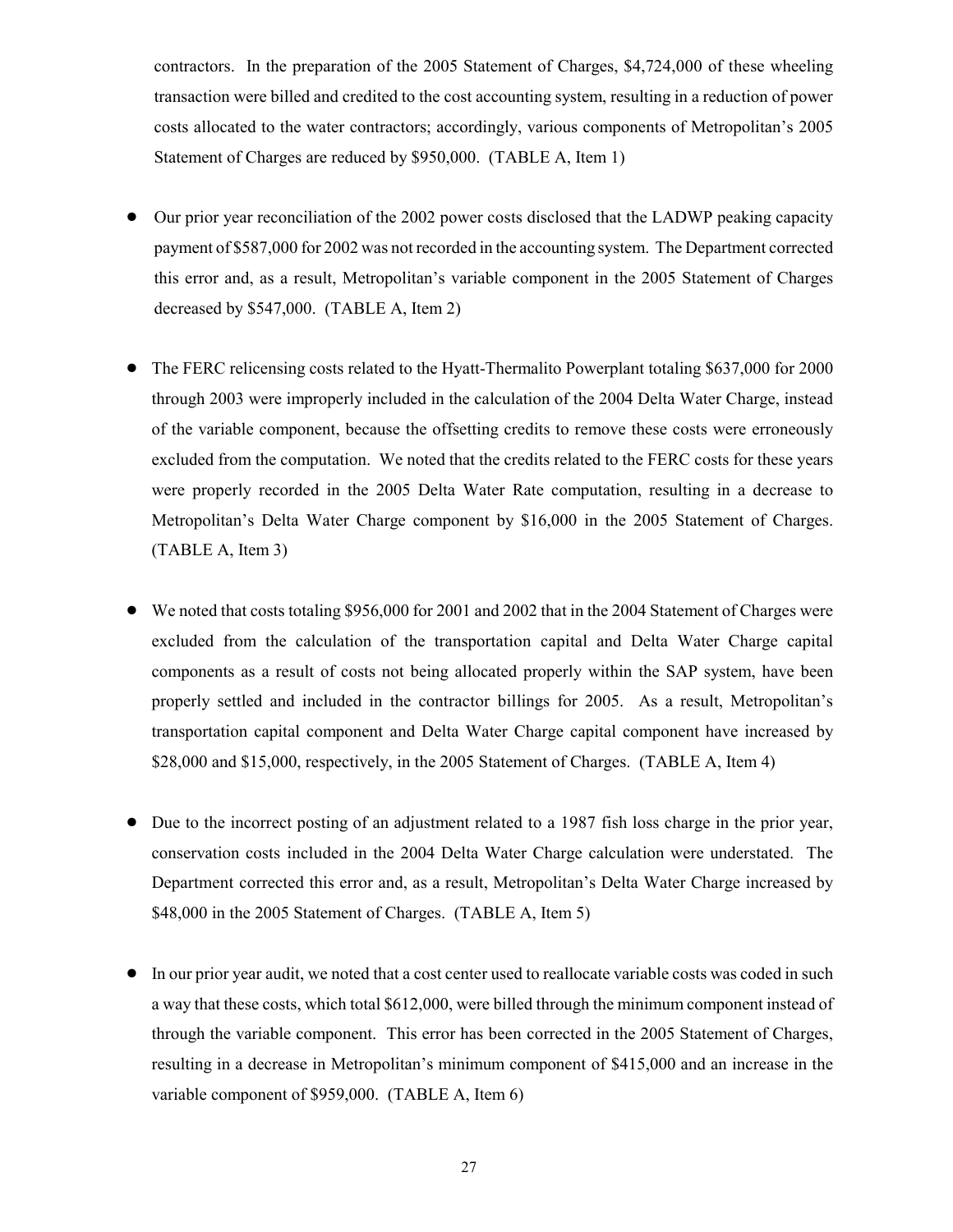contractors. In the preparation of the 2005 Statement of Charges, $4,724,000 of these wheeling transaction were billed and credited to the cost accounting system, resulting in a reduction of power costs allocated to the water contractors; accordingly, various components of Metropolitan's 2005 Statement of Charges are reduced by $950,000. (TABLE A, Item 1)

- Our prior year reconciliation of the 2002 power costs disclosed that the LADWP peaking capacity payment of $587,000 for 2002 was not recorded in the accounting system. The Department corrected this error and, as a result, Metropolitan's variable component in the 2005 Statement of Charges decreased by $547,000. (TABLE A, Item 2)

- The FERC relicensing costs related to the Hyatt-Thermalito Powerplant totaling $637,000 for 2000 through 2003 were improperly included in the calculation of the 2004 Delta Water Charge, instead of the variable component, because the offsetting credits to remove these costs were erroneously excluded from the computation. We noted that the credits related to the FERC costs for these years were properly recorded in the 2005 Delta Water Rate computation, resulting in a decrease to Metropolitan's Delta Water Charge component by $16,000 in the 2005 Statement of Charges. (TABLE A, Item 3)

- We noted that costs totaling $956,000 for 2001 and 2002 that in the 2004 Statement of Charges were excluded from the calculation of the transportation capital and Delta Water Charge capital components as a result of costs not being allocated properly within the SAP system, have been properly settled and included in the contractor billings for 2005. As a result, Metropolitan's transportation capital component and Delta Water Charge capital component have increased by $28,000 and $15,000, respectively, in the 2005 Statement of Charges. (TABLE A, Item 4)

- Due to the incorrect posting of an adjustment related to a 1987 fish loss charge in the prior year, conservation costs included in the 2004 Delta Water Charge calculation were understated. The Department corrected this error and, as a result, Metropolitan's Delta Water Charge increased by $48,000 in the 2005 Statement of Charges. (TABLE A, Item 5)

- In our prior year audit, we noted that a cost center used to reallocate variable costs was coded in such a way that these costs, which total $612,000, were billed through the minimum component instead of through the variable component. This error has been corrected in the 2005 Statement of Charges, resulting in a decrease in Metropolitan's minimum component of $415,000 and an increase in the variable component of $959,000. (TABLE A, Item 6)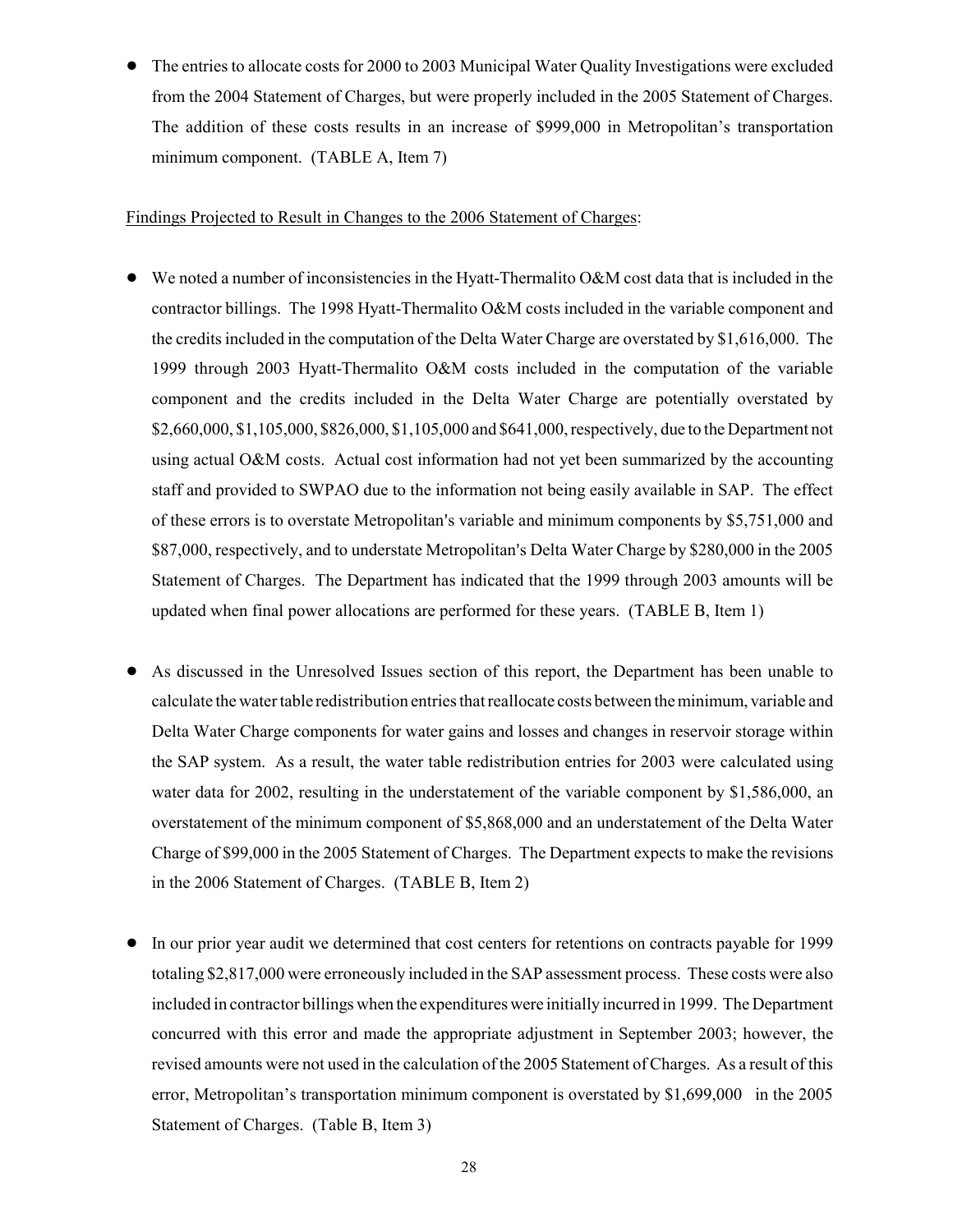- The entries to allocate costs for 2000 to 2003 Municipal Water Quality Investigations were excluded from the 2004 Statement of Charges, but were properly included in the 2005 Statement of Charges. The addition of these costs results in an increase of $999,000 in Metropolitan's transportation minimum component. (TABLE A, Item 7)

<u>Findings Projected to Result in Changes to the 2006 Statement of Charges</u>:

- We noted a number of inconsistencies in the Hyatt-Thermalito O&M cost data that is included in the contractor billings. The 1998 Hyatt-Thermalito O&M costs included in the variable component and the credits included in the computation of the Delta Water Charge are overstated by $1,616,000. The 1999 through 2003 Hyatt-Thermalito O&M costs included in the computation of the variable component and the credits included in the Delta Water Charge are potentially overstated by $2,660,000, $1,105,000, $826,000, $1,105,000 and $641,000, respectively, due to the Department not using actual O&M costs. Actual cost information had not yet been summarized by the accounting staff and provided to SWPAO due to the information not being easily available in SAP. The effect of these errors is to overstate Metropolitan's variable and minimum components by $5,751,000 and $87,000, respectively, and to understate Metropolitan's Delta Water Charge by $280,000 in the 2005 Statement of Charges. The Department has indicated that the 1999 through 2003 amounts will be updated when final power allocations are performed for these years. (TABLE B, Item 1)

- As discussed in the Unresolved Issues section of this report, the Department has been unable to calculate the water table redistribution entries that reallocate costs between the minimum, variable and Delta Water Charge components for water gains and losses and changes in reservoir storage within the SAP system. As a result, the water table redistribution entries for 2003 were calculated using water data for 2002, resulting in the understatement of the variable component by $1,586,000, an overstatement of the minimum component of $5,868,000 and an understatement of the Delta Water Charge of $99,000 in the 2005 Statement of Charges. The Department expects to make the revisions in the 2006 Statement of Charges. (TABLE B, Item 2)

- In our prior year audit we determined that cost centers for retentions on contracts payable for 1999 totaling $2,817,000 were erroneously included in the SAP assessment process. These costs were also included in contractor billings when the expenditures were initially incurred in 1999. The Department concurred with this error and made the appropriate adjustment in September 2003; however, the revised amounts were not used in the calculation of the 2005 Statement of Charges. As a result of this error, Metropolitan's transportation minimum component is overstated by $1,699,000 in the 2005 Statement of Charges. (Table B, Item 3)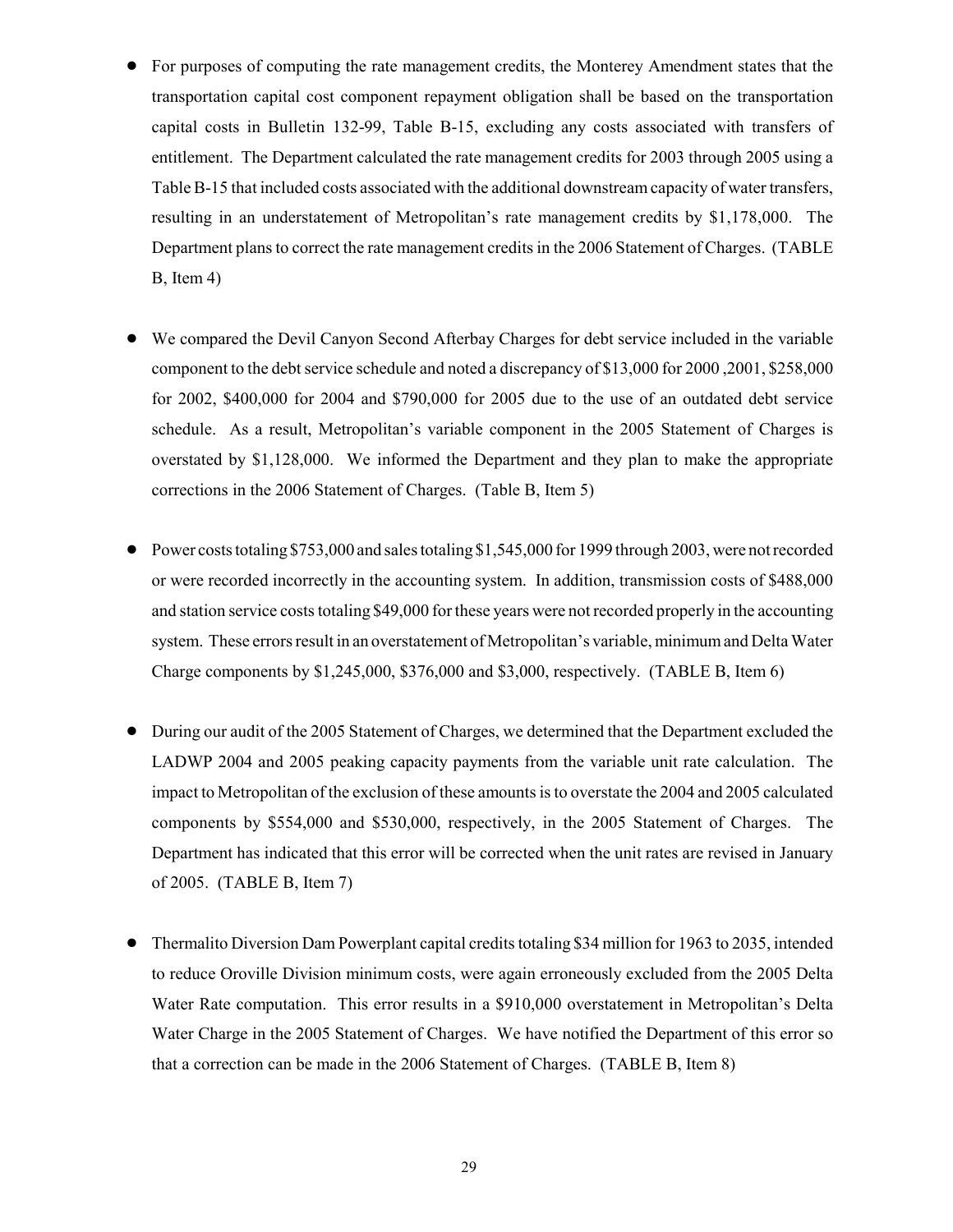- For purposes of computing the rate management credits, the Monterey Amendment states that the transportation capital cost component repayment obligation shall be based on the transportation capital costs in Bulletin 132-99, Table B-15, excluding any costs associated with transfers of entitlement. The Department calculated the rate management credits for 2003 through 2005 using a Table B-15 that included costs associated with the additional downstream capacity of water transfers, resulting in an understatement of Metropolitan's rate management credits by $1,178,000. The Department plans to correct the rate management credits in the 2006 Statement of Charges. (TABLE B, Item 4)

- We compared the Devil Canyon Second Afterbay Charges for debt service included in the variable component to the debt service schedule and noted a discrepancy of $13,000 for 2000 ,2001, $258,000 for 2002, $400,000 for 2004 and $790,000 for 2005 due to the use of an outdated debt service schedule. As a result, Metropolitan's variable component in the 2005 Statement of Charges is overstated by $1,128,000. We informed the Department and they plan to make the appropriate corrections in the 2006 Statement of Charges. (Table B, Item 5)

- Power costs totaling $753,000 and sales totaling $1,545,000 for 1999 through 2003, were not recorded or were recorded incorrectly in the accounting system. In addition, transmission costs of $488,000 and station service costs totaling $49,000 for these years were not recorded properly in the accounting system. These errors result in an overstatement of Metropolitan's variable, minimum and Delta Water Charge components by $1,245,000, $376,000 and $3,000, respectively. (TABLE B, Item 6)

- During our audit of the 2005 Statement of Charges, we determined that the Department excluded the LADWP 2004 and 2005 peaking capacity payments from the variable unit rate calculation. The impact to Metropolitan of the exclusion of these amounts is to overstate the 2004 and 2005 calculated components by $554,000 and $530,000, respectively, in the 2005 Statement of Charges. The Department has indicated that this error will be corrected when the unit rates are revised in January of 2005. (TABLE B, Item 7)

- Thermalito Diversion Dam Powerplant capital credits totaling $34 million for 1963 to 2035, intended to reduce Oroville Division minimum costs, were again erroneously excluded from the 2005 Delta Water Rate computation. This error results in a $910,000 overstatement in Metropolitan's Delta Water Charge in the 2005 Statement of Charges. We have notified the Department of this error so that a correction can be made in the 2006 Statement of Charges. (TABLE B, Item 8)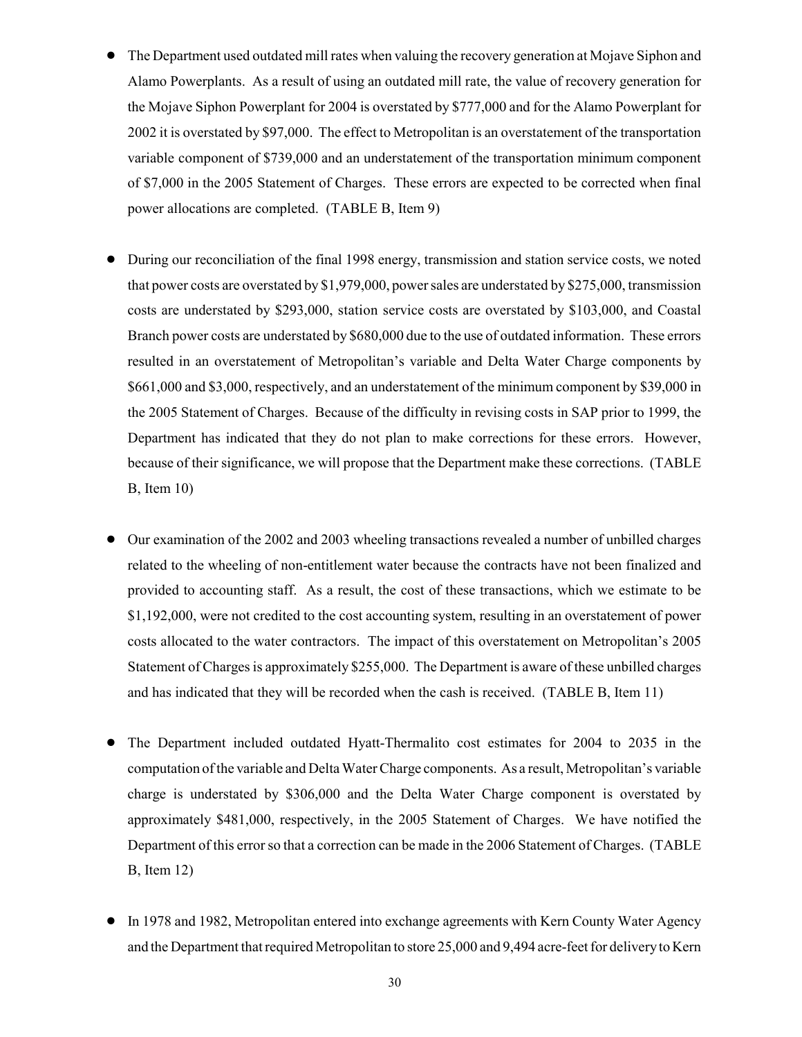- The Department used outdated mill rates when valuing the recovery generation at Mojave Siphon and Alamo Powerplants. As a result of using an outdated mill rate, the value of recovery generation for the Mojave Siphon Powerplant for 2004 is overstated by $777,000 and for the Alamo Powerplant for 2002 it is overstated by $97,000. The effect to Metropolitan is an overstatement of the transportation variable component of $739,000 and an understatement of the transportation minimum component of $7,000 in the 2005 Statement of Charges. These errors are expected to be corrected when final power allocations are completed. (TABLE B, Item 9)

- During our reconciliation of the final 1998 energy, transmission and station service costs, we noted that power costs are overstated by $1,979,000, power sales are understated by $275,000, transmission costs are understated by $293,000, station service costs are overstated by $103,000, and Coastal Branch power costs are understated by $680,000 due to the use of outdated information. These errors resulted in an overstatement of Metropolitan's variable and Delta Water Charge components by $661,000 and $3,000, respectively, and an understatement of the minimum component by $39,000 in the 2005 Statement of Charges. Because of the difficulty in revising costs in SAP prior to 1999, the Department has indicated that they do not plan to make corrections for these errors. However, because of their significance, we will propose that the Department make these corrections. (TABLE B, Item 10)

- Our examination of the 2002 and 2003 wheeling transactions revealed a number of unbilled charges related to the wheeling of non-entitlement water because the contracts have not been finalized and provided to accounting staff. As a result, the cost of these transactions, which we estimate to be $1,192,000, were not credited to the cost accounting system, resulting in an overstatement of power costs allocated to the water contractors. The impact of this overstatement on Metropolitan's 2005 Statement of Charges is approximately $255,000. The Department is aware of these unbilled charges and has indicated that they will be recorded when the cash is received. (TABLE B, Item 11)

- The Department included outdated Hyatt-Thermalito cost estimates for 2004 to 2035 in the computation of the variable and Delta Water Charge components. As a result, Metropolitan's variable charge is understated by $306,000 and the Delta Water Charge component is overstated by approximately $481,000, respectively, in the 2005 Statement of Charges. We have notified the Department of this error so that a correction can be made in the 2006 Statement of Charges. (TABLE B, Item 12)

- In 1978 and 1982, Metropolitan entered into exchange agreements with Kern County Water Agency and the Department that required Metropolitan to store 25,000 and 9,494 acre-feet for delivery to Kern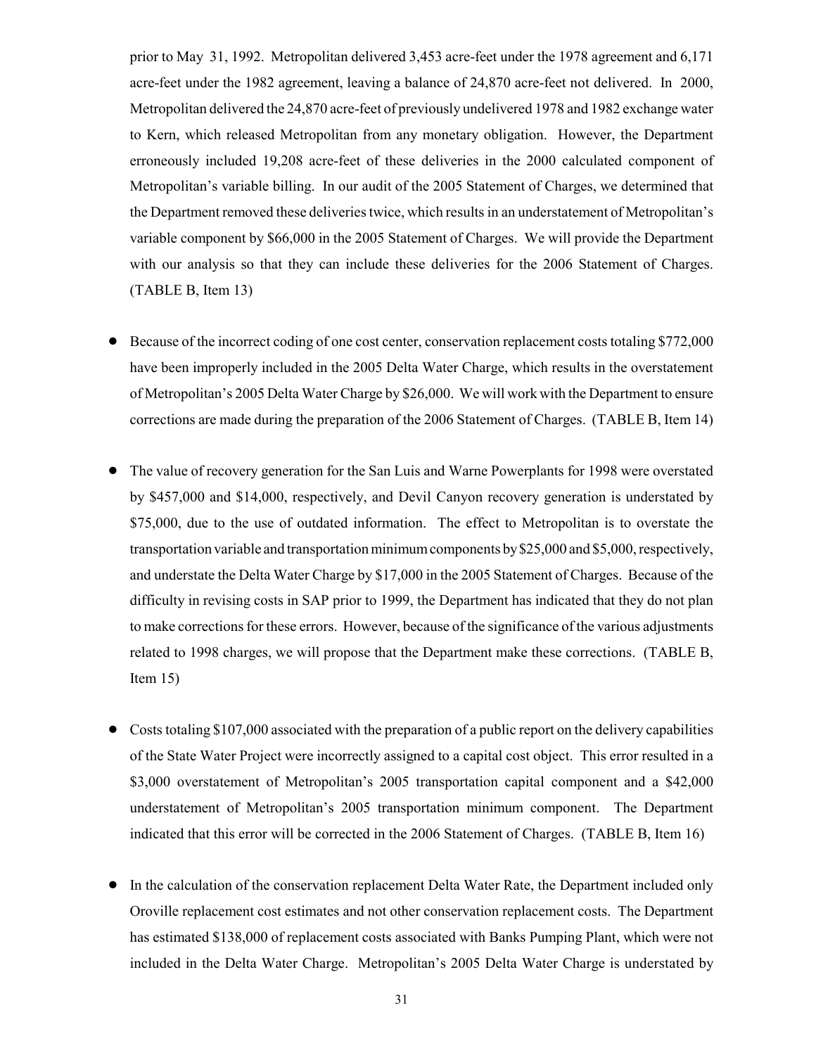prior to May 31, 1992. Metropolitan delivered 3,453 acre-feet under the 1978 agreement and 6,171 acre-feet under the 1982 agreement, leaving a balance of 24,870 acre-feet not delivered. In 2000, Metropolitan delivered the 24,870 acre-feet of previously undelivered 1978 and 1982 exchange water to Kern, which released Metropolitan from any monetary obligation. However, the Department erroneously included 19,208 acre-feet of these deliveries in the 2000 calculated component of Metropolitan's variable billing. In our audit of the 2005 Statement of Charges, we determined that the Department removed these deliveries twice, which results in an understatement of Metropolitan's variable component by $66,000 in the 2005 Statement of Charges. We will provide the Department with our analysis so that they can include these deliveries for the 2006 Statement of Charges. (TABLE B, Item 13)

- Because of the incorrect coding of one cost center, conservation replacement costs totaling $772,000 have been improperly included in the 2005 Delta Water Charge, which results in the overstatement of Metropolitan's 2005 Delta Water Charge by $26,000. We will work with the Department to ensure corrections are made during the preparation of the 2006 Statement of Charges. (TABLE B, Item 14)

- The value of recovery generation for the San Luis and Warne Powerplants for 1998 were overstated by $457,000 and $14,000, respectively, and Devil Canyon recovery generation is understated by $75,000, due to the use of outdated information. The effect to Metropolitan is to overstate the transportation variable and transportation minimum components by $25,000 and $5,000, respectively, and understate the Delta Water Charge by $17,000 in the 2005 Statement of Charges. Because of the difficulty in revising costs in SAP prior to 1999, the Department has indicated that they do not plan to make corrections for these errors. However, because of the significance of the various adjustments related to 1998 charges, we will propose that the Department make these corrections. (TABLE B, Item 15)

- Costs totaling $107,000 associated with the preparation of a public report on the delivery capabilities of the State Water Project were incorrectly assigned to a capital cost object. This error resulted in a $3,000 overstatement of Metropolitan's 2005 transportation capital component and a $42,000 understatement of Metropolitan's 2005 transportation minimum component. The Department indicated that this error will be corrected in the 2006 Statement of Charges. (TABLE B, Item 16)

- In the calculation of the conservation replacement Delta Water Rate, the Department included only Oroville replacement cost estimates and not other conservation replacement costs. The Department has estimated $138,000 of replacement costs associated with Banks Pumping Plant, which were not included in the Delta Water Charge. Metropolitan's 2005 Delta Water Charge is understated by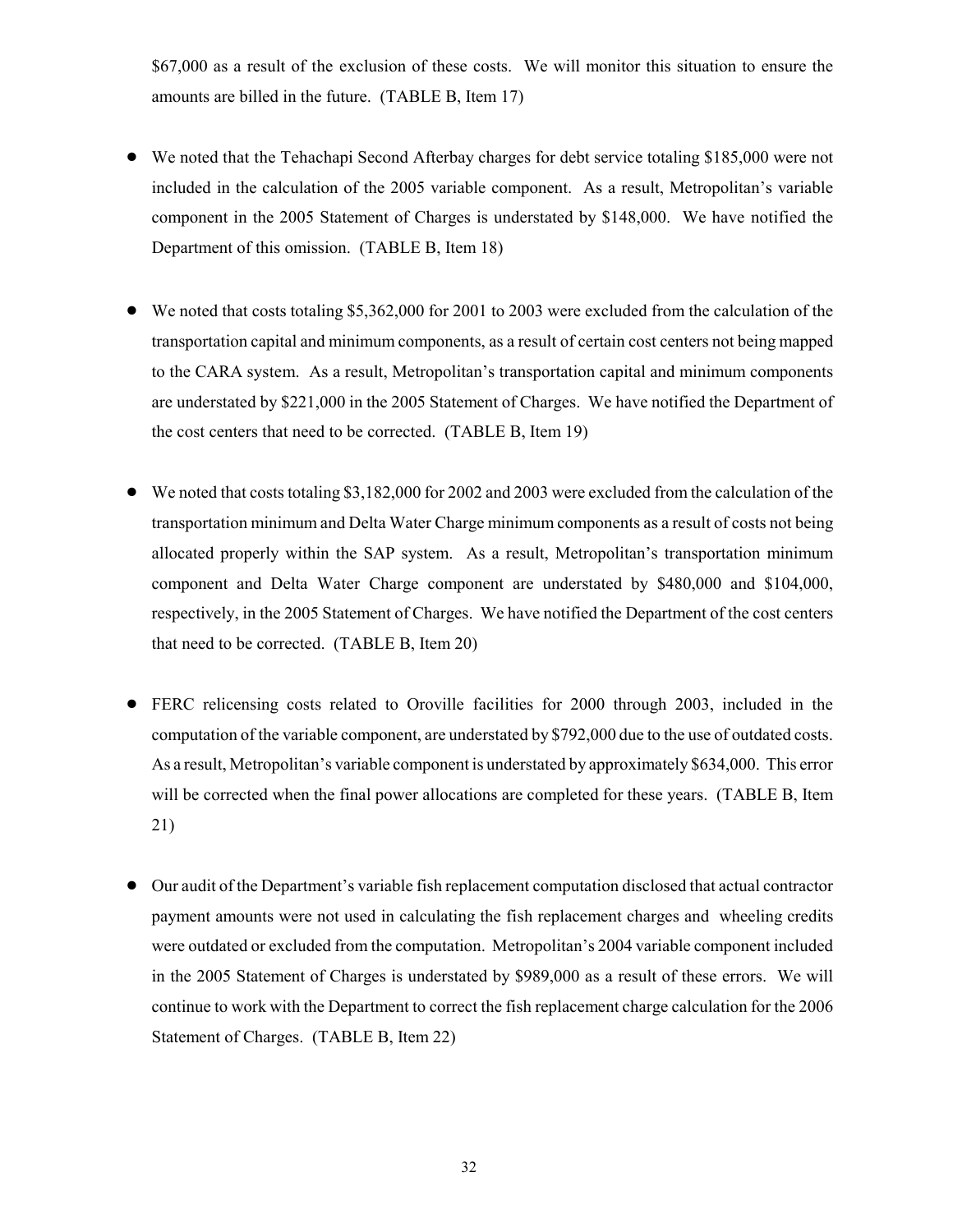$67,000 as a result of the exclusion of these costs. We will monitor this situation to ensure the amounts are billed in the future. (TABLE B, Item 17)

- We noted that the Tehachapi Second Afterbay charges for debt service totaling $185,000 were not included in the calculation of the 2005 variable component. As a result, Metropolitan's variable component in the 2005 Statement of Charges is understated by $148,000. We have notified the Department of this omission. (TABLE B, Item 18)

- We noted that costs totaling $5,362,000 for 2001 to 2003 were excluded from the calculation of the transportation capital and minimum components, as a result of certain cost centers not being mapped to the CARA system. As a result, Metropolitan's transportation capital and minimum components are understated by $221,000 in the 2005 Statement of Charges. We have notified the Department of the cost centers that need to be corrected. (TABLE B, Item 19)

- We noted that costs totaling $3,182,000 for 2002 and 2003 were excluded from the calculation of the transportation minimum and Delta Water Charge minimum components as a result of costs not being allocated properly within the SAP system. As a result, Metropolitan's transportation minimum component and Delta Water Charge component are understated by $480,000 and $104,000, respectively, in the 2005 Statement of Charges. We have notified the Department of the cost centers that need to be corrected. (TABLE B, Item 20)

- FERC relicensing costs related to Oroville facilities for 2000 through 2003, included in the computation of the variable component, are understated by $792,000 due to the use of outdated costs. As a result, Metropolitan's variable component is understated by approximately $634,000. This error will be corrected when the final power allocations are completed for these years. (TABLE B, Item 21)

- Our audit of the Department's variable fish replacement computation disclosed that actual contractor payment amounts were not used in calculating the fish replacement charges and wheeling credits were outdated or excluded from the computation. Metropolitan's 2004 variable component included in the 2005 Statement of Charges is understated by $989,000 as a result of these errors. We will continue to work with the Department to correct the fish replacement charge calculation for the 2006 Statement of Charges. (TABLE B, Item 22)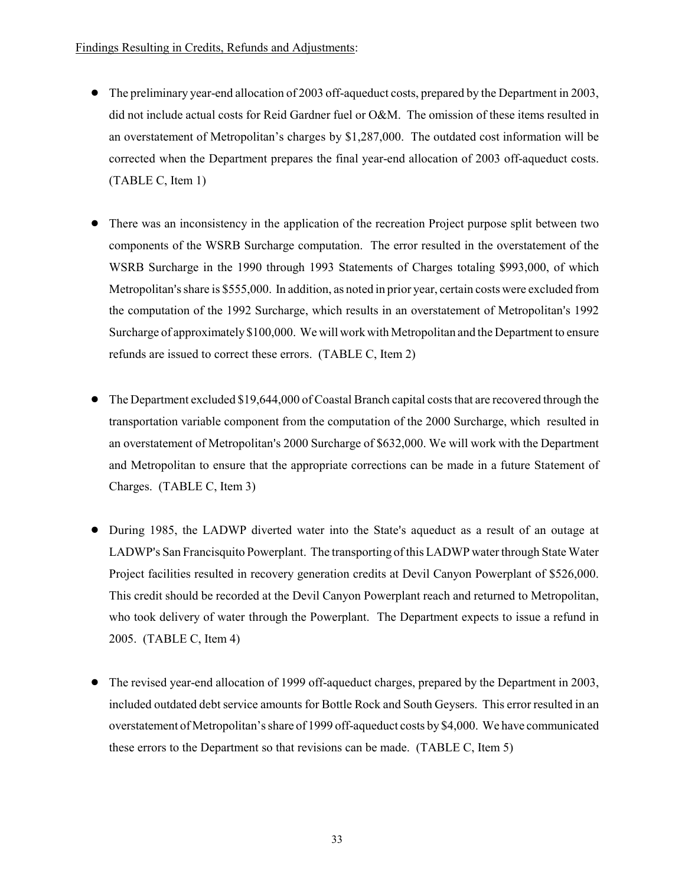Findings Resulting in Credits, Refunds and Adjustments:

- The preliminary year-end allocation of 2003 off-aqueduct costs, prepared by the Department in 2003, did not include actual costs for Reid Gardner fuel or O&M. The omission of these items resulted in an overstatement of Metropolitan's charges by $1,287,000. The outdated cost information will be corrected when the Department prepares the final year-end allocation of 2003 off-aqueduct costs. (TABLE C, Item 1)

- There was an inconsistency in the application of the recreation Project purpose split between two components of the WSRB Surcharge computation. The error resulted in the overstatement of the WSRB Surcharge in the 1990 through 1993 Statements of Charges totaling $993,000, of which Metropolitan's share is $555,000. In addition, as noted in prior year, certain costs were excluded from the computation of the 1992 Surcharge, which results in an overstatement of Metropolitan's 1992 Surcharge of approximately $100,000. We will work with Metropolitan and the Department to ensure refunds are issued to correct these errors. (TABLE C, Item 2)

- The Department excluded $19,644,000 of Coastal Branch capital costs that are recovered through the transportation variable component from the computation of the 2000 Surcharge, which resulted in an overstatement of Metropolitan's 2000 Surcharge of $632,000. We will work with the Department and Metropolitan to ensure that the appropriate corrections can be made in a future Statement of Charges. (TABLE C, Item 3)

- During 1985, the LADWP diverted water into the State's aqueduct as a result of an outage at LADWP's San Francisquito Powerplant. The transporting of this LADWP water through State Water Project facilities resulted in recovery generation credits at Devil Canyon Powerplant of $526,000. This credit should be recorded at the Devil Canyon Powerplant reach and returned to Metropolitan, who took delivery of water through the Powerplant. The Department expects to issue a refund in 2005. (TABLE C, Item 4)

- The revised year-end allocation of 1999 off-aqueduct charges, prepared by the Department in 2003, included outdated debt service amounts for Bottle Rock and South Geysers. This error resulted in an overstatement of Metropolitan's share of 1999 off-aqueduct costs by $4,000. We have communicated these errors to the Department so that revisions can be made. (TABLE C, Item 5)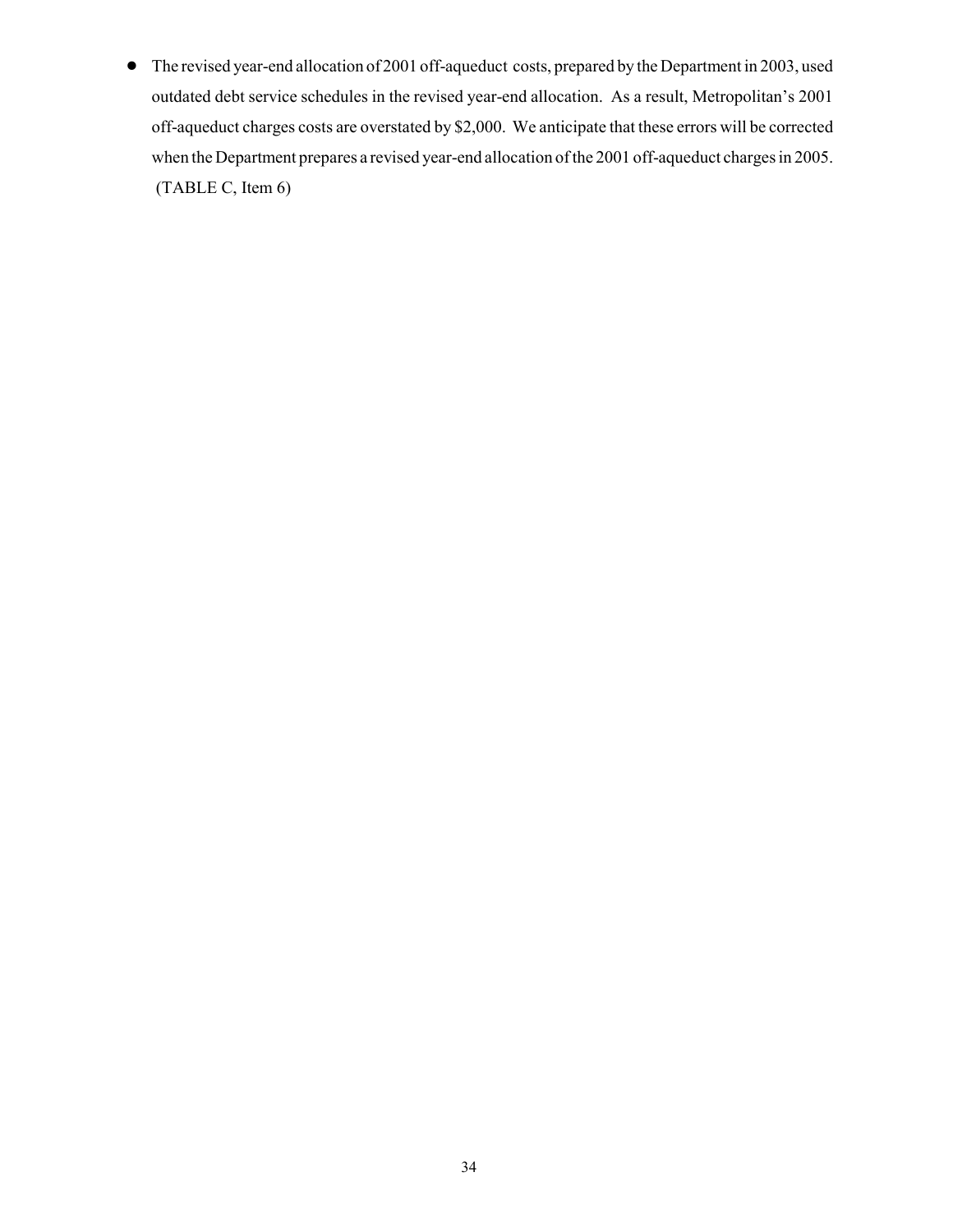- The revised year-end allocation of 2001 off-aqueduct costs, prepared by the Department in 2003, used outdated debt service schedules in the revised year-end allocation. As a result, Metropolitan's 2001 off-aqueduct charges costs are overstated by $2,000. We anticipate that these errors will be corrected when the Department prepares a revised year-end allocation of the 2001 off-aqueduct charges in 2005. (TABLE C, Item 6)